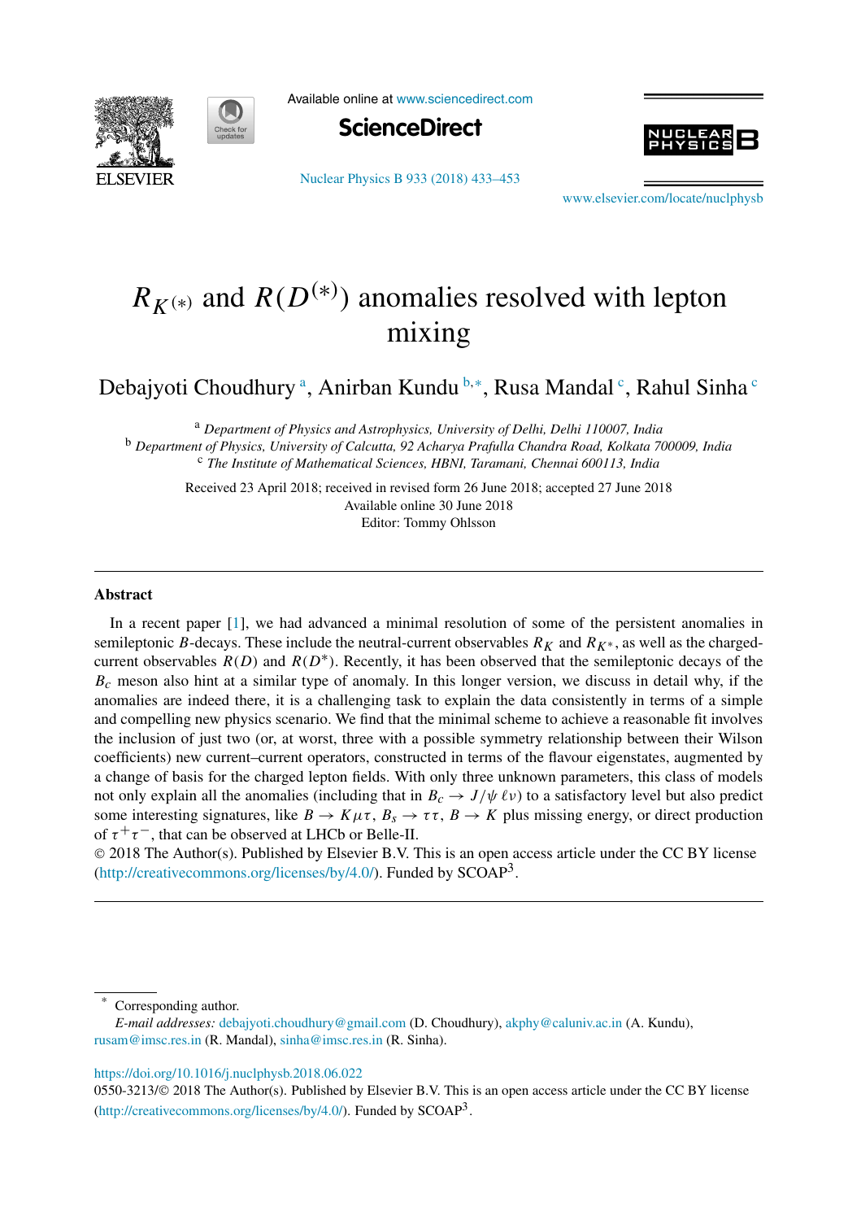# $R_{K^{(*)}}$ and $R(D^{(*)})$ anomalies resolved with lepton mixing

Debajyoti Choudhury [a], Anirban Kundu [b,*], Rusa Mandal [c], Rahul Sinha [c]

[a] *Department of Physics and Astrophysics, University of Delhi, Delhi 110007, India*

[b] *Department of Physics, University of Calcutta, 92 Acharya Prafulla Chandra Road, Kolkata 700009, India*

[c] *The Institute of Mathematical Sciences, HBNI, Taramani, Chennai 600113, India*

Received 23 April 2018; received in revised form 26 June 2018; accepted 27 June 2018

Available online 30 June 2018

Editor: Tommy Ohlsson

---

## Abstract

In a recent paper [1], we had advanced a minimal resolution of some of the persistent anomalies in semileptonic $B$-decays. These include the neutral-current observables $R_K$ and $R_{K^*}$, as well as the charged-current observables $R(D)$ and $R(D^*)$. Recently, it has been observed that the semileptonic decays of the $B_c$ meson also hint at a similar type of anomaly. In this longer version, we discuss in detail why, if the anomalies are indeed there, it is a challenging task to explain the data consistently in terms of a simple and compelling new physics scenario. We find that the minimal scheme to achieve a reasonable fit involves the inclusion of just two (or, at worst, three with a possible symmetry relationship between their Wilson coefficients) new current–current operators, constructed in terms of the flavour eigenstates, augmented by a change of basis for the charged lepton fields. With only three unknown parameters, this class of models not only explain all the anomalies (including that in $B_c \to J/\psi\, \ell\nu$) to a satisfactory level but also predict some interesting signatures, like $B \to K\mu\tau$, $B_s \to \tau\tau$, $B \to K$ plus missing energy, or direct production of $\tau^+\tau^-$, that can be observed at LHCb or Belle-II.

© 2018 The Author(s). Published by Elsevier B.V. This is an open access article under the CC BY license (http://creativecommons.org/licenses/by/4.0/). Funded by SCOAP[3].

---

\* Corresponding author.

*E-mail addresses:* debajyoti.choudhury@gmail.com (D. Choudhury), akphy@caluniv.ac.in (A. Kundu), rusam@imsc.res.in (R. Mandal), sinha@imsc.res.in (R. Sinha).

https://doi.org/10.1016/j.nuclphysb.2018.06.022

0550-3213/© 2018 The Author(s). Published by Elsevier B.V. This is an open access article under the CC BY license (http://creativecommons.org/licenses/by/4.0/). Funded by SCOAP[3].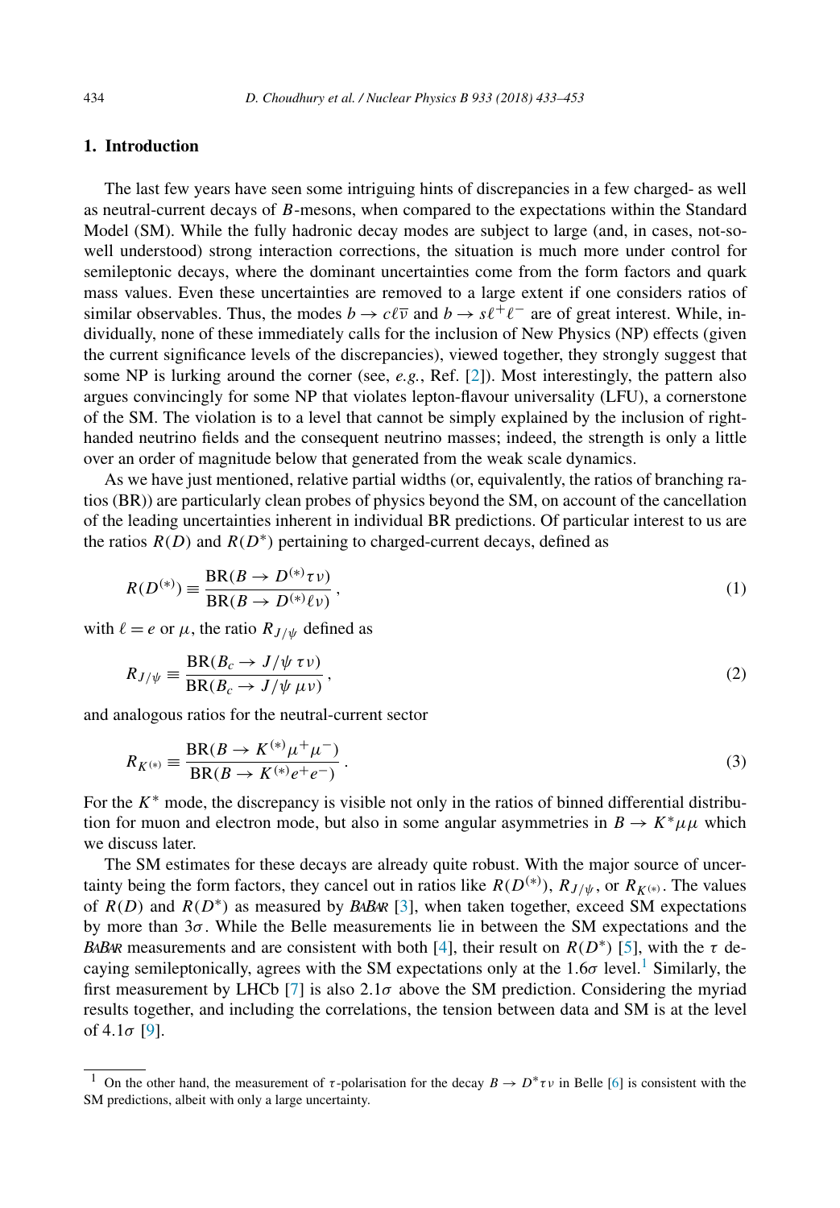## 1. Introduction

The last few years have seen some intriguing hints of discrepancies in a few charged- as well as neutral-current decays of $B$-mesons, when compared to the expectations within the Standard Model (SM). While the fully hadronic decay modes are subject to large (and, in cases, not-so-well understood) strong interaction corrections, the situation is much more under control for semileptonic decays, where the dominant uncertainties come from the form factors and quark mass values. Even these uncertainties are removed to a large extent if one considers ratios of similar observables. Thus, the modes $b \to c\ell\overline{\nu}$ and $b \to s\ell^+\ell^-$ are of great interest. While, individually, none of these immediately calls for the inclusion of New Physics (NP) effects (given the current significance levels of the discrepancies), viewed together, they strongly suggest that some NP is lurking around the corner (see, *e.g.*, Ref. [2]). Most interestingly, the pattern also argues convincingly for some NP that violates lepton-flavour universality (LFU), a cornerstone of the SM. The violation is to a level that cannot be simply explained by the inclusion of right-handed neutrino fields and the consequent neutrino masses; indeed, the strength is only a little over an order of magnitude below that generated from the weak scale dynamics.

As we have just mentioned, relative partial widths (or, equivalently, the ratios of branching ratios (BR)) are particularly clean probes of physics beyond the SM, on account of the cancellation of the leading uncertainties inherent in individual BR predictions. Of particular interest to us are the ratios $R(D)$ and $R(D^*)$ pertaining to charged-current decays, defined as

$$R(D^{(*)}) \equiv \frac{\text{BR}(B \to D^{(*)}\tau\nu)}{\text{BR}(B \to D^{(*)}\ell\nu)}\,, \tag{1}$$

with $\ell = e$ or $\mu$, the ratio $R_{J/\psi}$ defined as

$$R_{J/\psi} \equiv \frac{\text{BR}(B_c \to J/\psi\,\tau\nu)}{\text{BR}(B_c \to J/\psi\,\mu\nu)}\,, \tag{2}$$

and analogous ratios for the neutral-current sector

$$R_{K^{(*)}} \equiv \frac{\text{BR}(B \to K^{(*)}\mu^+\mu^-)}{\text{BR}(B \to K^{(*)}e^+e^-)}\,. \tag{3}$$

For the $K^*$ mode, the discrepancy is visible not only in the ratios of binned differential distribution for muon and electron mode, but also in some angular asymmetries in $B \to K^*\mu\mu$ which we discuss later.

The SM estimates for these decays are already quite robust. With the major source of uncertainty being the form factors, they cancel out in ratios like $R(D^{(*)})$, $R_{J/\psi}$, or $R_{K^{(*)}}$. The values of $R(D)$ and $R(D^*)$ as measured by BABAR [3], when taken together, exceed SM expectations by more than $3\sigma$. While the Belle measurements lie in between the SM expectations and the BABAR measurements and are consistent with both [4], their result on $R(D^*)$ [5], with the $\tau$ decaying semileptonically, agrees with the SM expectations only at the $1.6\sigma$ level.[1] Similarly, the first measurement by LHCb [7] is also $2.1\sigma$ above the SM prediction. Considering the myriad results together, and including the correlations, the tension between data and SM is at the level of $4.1\sigma$ [9].

[1] On the other hand, the measurement of $\tau$-polarisation for the decay $B \to D^*\tau\nu$ in Belle [6] is consistent with the SM predictions, albeit with only a large uncertainty.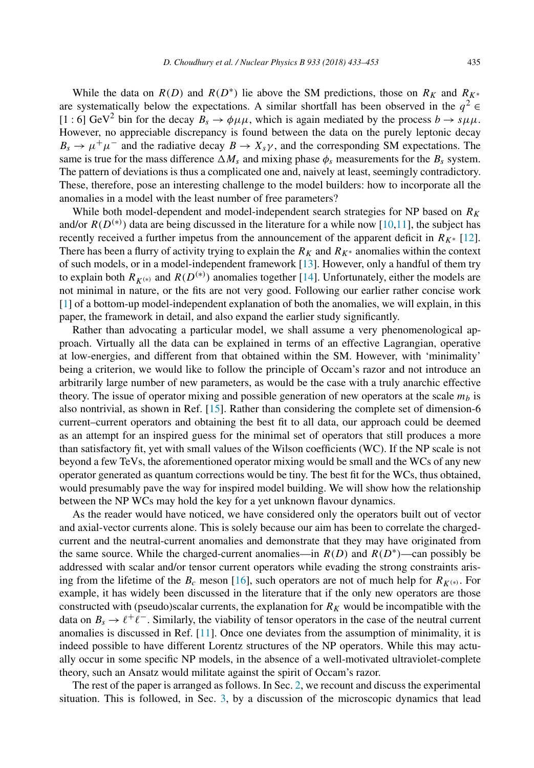While the data on $R(D)$ and $R(D^*)$ lie above the SM predictions, those on $R_K$ and $R_{K^*}$ are systematically below the expectations. A similar shortfall has been observed in the $q^2 \in [1:6]$ GeV$^2$ bin for the decay $B_s \to \phi\mu\mu$, which is again mediated by the process $b \to s\mu\mu$. However, no appreciable discrepancy is found between the data on the purely leptonic decay $B_s \to \mu^+\mu^-$ and the radiative decay $B \to X_s\gamma$, and the corresponding SM expectations. The same is true for the mass difference $\Delta M_s$ and mixing phase $\phi_s$ measurements for the $B_s$ system. The pattern of deviations is thus a complicated one and, naively at least, seemingly contradictory. These, therefore, pose an interesting challenge to the model builders: how to incorporate all the anomalies in a model with the least number of free parameters?

While both model-dependent and model-independent search strategies for NP based on $R_K$ and/or $R(D^{(*)})$ data are being discussed in the literature for a while now [10,11], the subject has recently received a further impetus from the announcement of the apparent deficit in $R_{K^*}$ [12]. There has been a flurry of activity trying to explain the $R_K$ and $R_{K^*}$ anomalies within the context of such models, or in a model-independent framework [13]. However, only a handful of them try to explain both $R_{K^{(*)}}$ and $R(D^{(*)})$ anomalies together [14]. Unfortunately, either the models are not minimal in nature, or the fits are not very good. Following our earlier rather concise work [1] of a bottom-up model-independent explanation of both the anomalies, we will explain, in this paper, the framework in detail, and also expand the earlier study significantly.

Rather than advocating a particular model, we shall assume a very phenomenological approach. Virtually all the data can be explained in terms of an effective Lagrangian, operative at low-energies, and different from that obtained within the SM. However, with 'minimality' being a criterion, we would like to follow the principle of Occam's razor and not introduce an arbitrarily large number of new parameters, as would be the case with a truly anarchic effective theory. The issue of operator mixing and possible generation of new operators at the scale $m_b$ is also nontrivial, as shown in Ref. [15]. Rather than considering the complete set of dimension-6 current–current operators and obtaining the best fit to all data, our approach could be deemed as an attempt for an inspired guess for the minimal set of operators that still produces a more than satisfactory fit, yet with small values of the Wilson coefficients (WC). If the NP scale is not beyond a few TeVs, the aforementioned operator mixing would be small and the WCs of any new operator generated as quantum corrections would be tiny. The best fit for the WCs, thus obtained, would presumably pave the way for inspired model building. We will show how the relationship between the NP WCs may hold the key for a yet unknown flavour dynamics.

As the reader would have noticed, we have considered only the operators built out of vector and axial-vector currents alone. This is solely because our aim has been to correlate the charged-current and the neutral-current anomalies and demonstrate that they may have originated from the same source. While the charged-current anomalies—in $R(D)$ and $R(D^*)$—can possibly be addressed with scalar and/or tensor current operators while evading the strong constraints arising from the lifetime of the $B_c$ meson [16], such operators are not of much help for $R_{K^{(*)}}$. For example, it has widely been discussed in the literature that if the only new operators are those constructed with (pseudo)scalar currents, the explanation for $R_K$ would be incompatible with the data on $B_s \to \ell^+\ell^-$. Similarly, the viability of tensor operators in the case of the neutral current anomalies is discussed in Ref. [11]. Once one deviates from the assumption of minimality, it is indeed possible to have different Lorentz structures of the NP operators. While this may actually occur in some specific NP models, in the absence of a well-motivated ultraviolet-complete theory, such an Ansatz would militate against the spirit of Occam's razor.

The rest of the paper is arranged as follows. In Sec. 2, we recount and discuss the experimental situation. This is followed, in Sec. 3, by a discussion of the microscopic dynamics that lead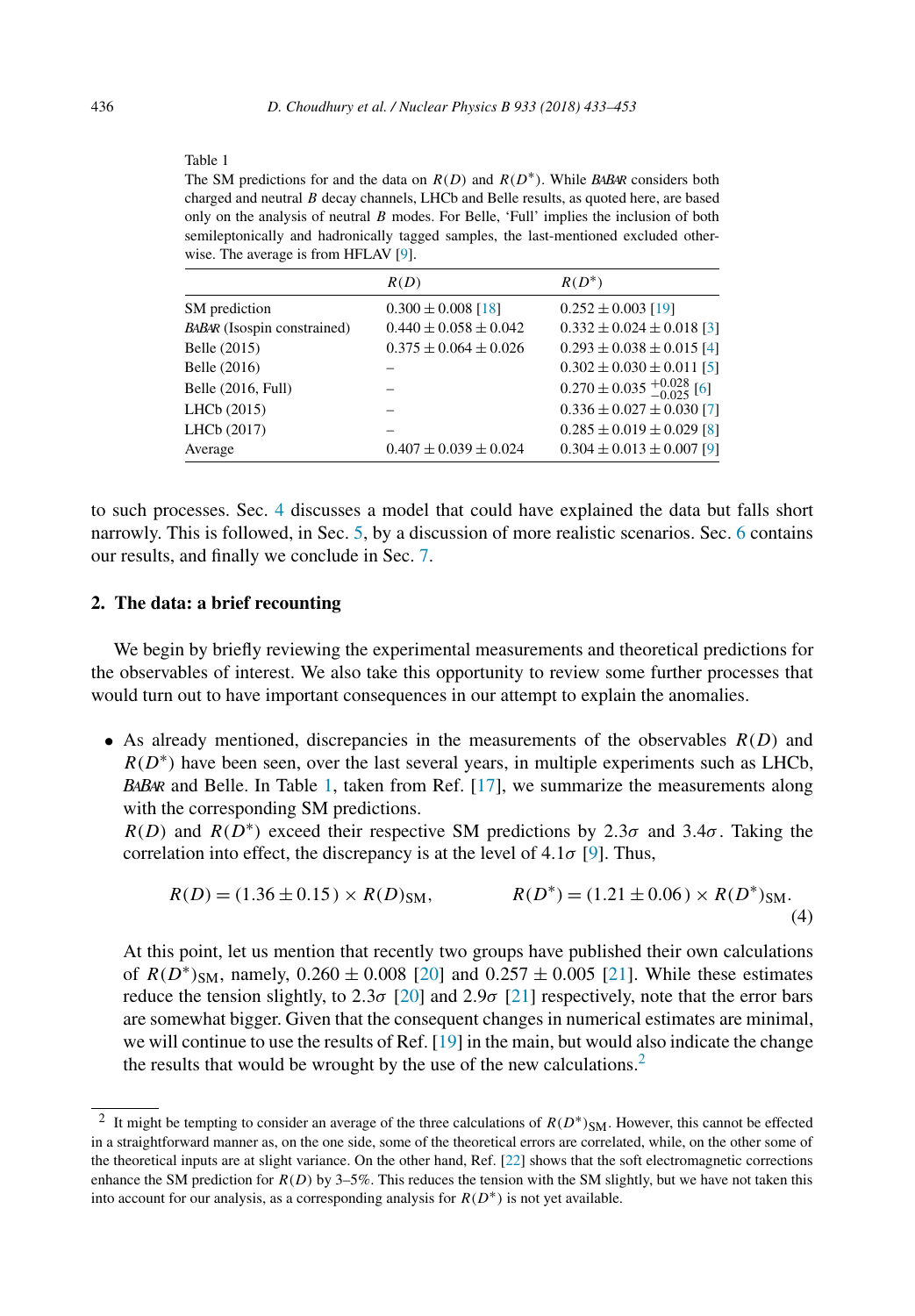Table 1

The SM predictions for and the data on $R(D)$ and $R(D^*)$. While BABAR considers both charged and neutral $B$ decay channels, LHCb and Belle results, as quoted here, are based only on the analysis of neutral $B$ modes. For Belle, 'Full' implies the inclusion of both semileptonically and hadronically tagged samples, the last-mentioned excluded otherwise. The average is from HFLAV [9].

| | $R(D)$ | $R(D^*)$ |
|---|---|---|
| SM prediction | $0.300 \pm 0.008$ [18] | $0.252 \pm 0.003$ [19] |
| BABAR (Isospin constrained) | $0.440 \pm 0.058 \pm 0.042$ | $0.332 \pm 0.024 \pm 0.018$ [3] |
| Belle (2015) | $0.375 \pm 0.064 \pm 0.026$ | $0.293 \pm 0.038 \pm 0.015$ [4] |
| Belle (2016) | – | $0.302 \pm 0.030 \pm 0.011$ [5] |
| Belle (2016, Full) | – | $0.270 \pm 0.035\ ^{+0.028}_{-0.025}$ [6] |
| LHCb (2015) | – | $0.336 \pm 0.027 \pm 0.030$ [7] |
| LHCb (2017) | – | $0.285 \pm 0.019 \pm 0.029$ [8] |
| Average | $0.407 \pm 0.039 \pm 0.024$ | $0.304 \pm 0.013 \pm 0.007$ [9] |

to such processes. Sec. 4 discusses a model that could have explained the data but falls short narrowly. This is followed, in Sec. 5, by a discussion of more realistic scenarios. Sec. 6 contains our results, and finally we conclude in Sec. 7.

## 2. The data: a brief recounting

We begin by briefly reviewing the experimental measurements and theoretical predictions for the observables of interest. We also take this opportunity to review some further processes that would turn out to have important consequences in our attempt to explain the anomalies.

- As already mentioned, discrepancies in the measurements of the observables $R(D)$ and $R(D^*)$ have been seen, over the last several years, in multiple experiments such as LHCb, BABAR and Belle. In Table 1, taken from Ref. [17], we summarize the measurements along with the corresponding SM predictions.
  $R(D)$ and $R(D^*)$ exceed their respective SM predictions by $2.3\sigma$ and $3.4\sigma$. Taking the correlation into effect, the discrepancy is at the level of $4.1\sigma$ [9]. Thus,

  $$R(D) = (1.36 \pm 0.15) \times R(D)_{\rm SM}, \qquad\qquad R(D^*) = (1.21 \pm 0.06) \times R(D^*)_{\rm SM}. \tag{4}$$

  At this point, let us mention that recently two groups have published their own calculations of $R(D^*)_{\rm SM}$, namely, $0.260 \pm 0.008$ [20] and $0.257 \pm 0.005$ [21]. While these estimates reduce the tension slightly, to $2.3\sigma$ [20] and $2.9\sigma$ [21] respectively, note that the error bars are somewhat bigger. Given that the consequent changes in numerical estimates are minimal, we will continue to use the results of Ref. [19] in the main, but would also indicate the change the results that would be wrought by the use of the new calculations.[2]

[2] It might be tempting to consider an average of the three calculations of $R(D^*)_{\rm SM}$. However, this cannot be effected in a straightforward manner as, on the one side, some of the theoretical errors are correlated, while, on the other some of the theoretical inputs are at slight variance. On the other hand, Ref. [22] shows that the soft electromagnetic corrections enhance the SM prediction for $R(D)$ by 3–5%. This reduces the tension with the SM slightly, but we have not taken this into account for our analysis, as a corresponding analysis for $R(D^*)$ is not yet available.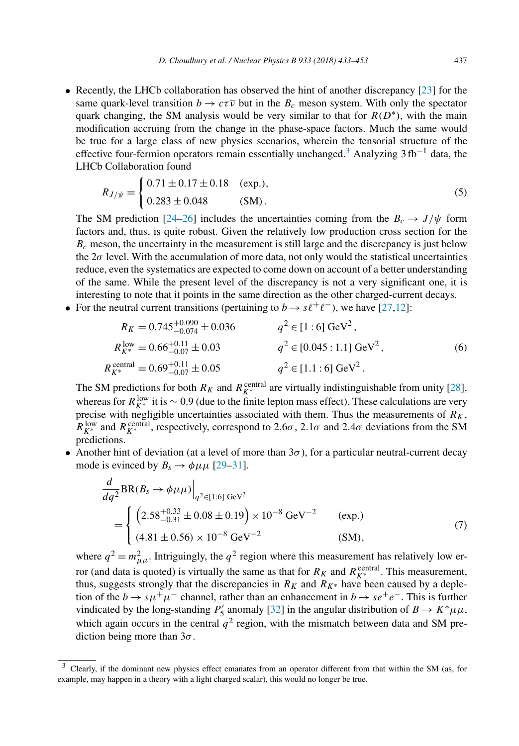- Recently, the LHCb collaboration has observed the hint of another discrepancy [23] for the same quark-level transition $b \to c\tau\overline{\nu}$ but in the $B_c$ meson system. With only the spectator quark changing, the SM analysis would be very similar to that for $R(D^*)$, with the main modification accruing from the change in the phase-space factors. Much the same would be true for a large class of new physics scenarios, wherein the tensorial structure of the effective four-fermion operators remain essentially unchanged.[3] Analyzing $3\,\text{fb}^{-1}$ data, the LHCb Collaboration found

$$R_{J/\psi} = \begin{cases} 0.71 \pm 0.17 \pm 0.18 & \text{(exp.)}, \\ 0.283 \pm 0.048 & \text{(SM)}. \end{cases} \tag{5}$$

The SM prediction [24–26] includes the uncertainties coming from the $B_c \to J/\psi$ form factors and, thus, is quite robust. Given the relatively low production cross section for the $B_c$ meson, the uncertainty in the measurement is still large and the discrepancy is just below the $2\sigma$ level. With the accumulation of more data, not only would the statistical uncertainties reduce, even the systematics are expected to come down on account of a better understanding of the same. While the present level of the discrepancy is not a very significant one, it is interesting to note that it points in the same direction as the other charged-current decays.

- For the neutral current transitions (pertaining to $b \to s\ell^+\ell^-$), we have [27,12]:

$$\begin{aligned} R_K &= 0.745^{+0.090}_{-0.074} \pm 0.036 & \quad q^2 &\in [1:6]\ \text{GeV}^2\,, \\ R_{K^*}^{\text{low}} &= 0.66^{+0.11}_{-0.07} \pm 0.03 & \quad q^2 &\in [0.045:1.1]\ \text{GeV}^2\,, \\ R_{K^*}^{\text{central}} &= 0.69^{+0.11}_{-0.07} \pm 0.05 & \quad q^2 &\in [1.1:6]\ \text{GeV}^2\,. \end{aligned} \tag{6}$$

The SM predictions for both $R_K$ and $R_{K^*}^{\text{central}}$ are virtually indistinguishable from unity [28], whereas for $R_{K^*}^{\text{low}}$ it is $\sim 0.9$ (due to the finite lepton mass effect). These calculations are very precise with negligible uncertainties associated with them. Thus the measurements of $R_K$, $R_{K^*}^{\text{low}}$ and $R_{K^*}^{\text{central}}$, respectively, correspond to $2.6\sigma$, $2.1\sigma$ and $2.4\sigma$ deviations from the SM predictions.

- Another hint of deviation (at a level of more than $3\sigma$), for a particular neutral-current decay mode is evinced by $B_s \to \phi\mu\mu$ [29–31].

$$\begin{aligned} &\frac{d}{dq^2}\text{BR}(B_s \to \phi\mu\mu)\Big|_{q^2 \in [1:6]\ \text{GeV}^2} \\ &= \begin{cases} \left(2.58^{+0.33}_{-0.31} \pm 0.08 \pm 0.19\right) \times 10^{-8}\ \text{GeV}^{-2} & \text{(exp.)} \\ (4.81 \pm 0.56) \times 10^{-8}\ \text{GeV}^{-2} & \text{(SM)}, \end{cases} \end{aligned} \tag{7}$$

where $q^2 = m_{\mu\mu}^2$. Intriguingly, the $q^2$ region where this measurement has relatively low error (and data is quoted) is virtually the same as that for $R_K$ and $R_{K^*}^{\text{central}}$. This measurement, thus, suggests strongly that the discrepancies in $R_K$ and $R_{K^*}$ have been caused by a depletion of the $b \to s\mu^+\mu^-$ channel, rather than an enhancement in $b \to se^+e^-$. This is further vindicated by the long-standing $P_5'$ anomaly [32] in the angular distribution of $B \to K^*\mu\mu$, which again occurs in the central $q^2$ region, with the mismatch between data and SM prediction being more than $3\sigma$.

---

[3] Clearly, if the dominant new physics effect emanates from an operator different from that within the SM (as, for example, may happen in a theory with a light charged scalar), this would no longer be true.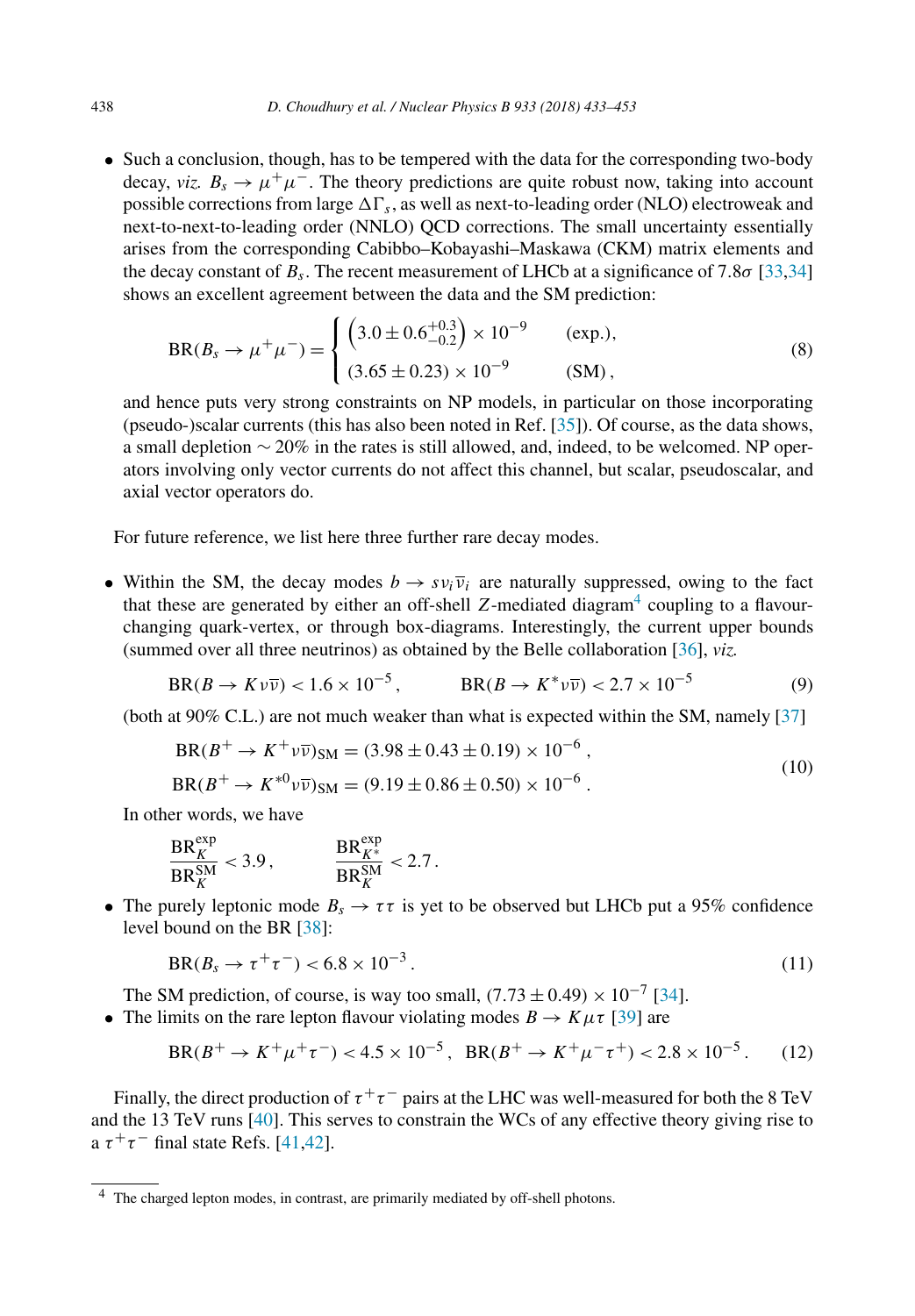- Such a conclusion, though, has to be tempered with the data for the corresponding two-body decay, *viz.* $B_s \to \mu^+\mu^-$. The theory predictions are quite robust now, taking into account possible corrections from large $\Delta\Gamma_s$, as well as next-to-leading order (NLO) electroweak and next-to-next-to-leading order (NNLO) QCD corrections. The small uncertainty essentially arises from the corresponding Cabibbo–Kobayashi–Maskawa (CKM) matrix elements and the decay constant of $B_s$. The recent measurement of LHCb at a significance of $7.8\sigma$ [33,34] shows an excellent agreement between the data and the SM prediction:

$$\text{BR}(B_s \to \mu^+\mu^-) = \begin{cases} \left(3.0 \pm 0.6^{+0.3}_{-0.2}\right) \times 10^{-9} & \text{(exp.)}, \\ (3.65 \pm 0.23) \times 10^{-9} & \text{(SM)}, \end{cases} \tag{8}$$

and hence puts very strong constraints on NP models, in particular on those incorporating (pseudo-)scalar currents (this has also been noted in Ref. [35]). Of course, as the data shows, a small depletion $\sim 20\%$ in the rates is still allowed, and, indeed, to be welcomed. NP operators involving only vector currents do not affect this channel, but scalar, pseudoscalar, and axial vector operators do.

For future reference, we list here three further rare decay modes.

- Within the SM, the decay modes $b \to s\nu_i\overline{\nu}_i$ are naturally suppressed, owing to the fact that these are generated by either an off-shell $Z$-mediated diagram[4] coupling to a flavour-changing quark-vertex, or through box-diagrams. Interestingly, the current upper bounds (summed over all three neutrinos) as obtained by the Belle collaboration [36], *viz.*

$$\text{BR}(B \to K\nu\overline{\nu}) < 1.6 \times 10^{-5}, \qquad \text{BR}(B \to K^*\nu\overline{\nu}) < 2.7 \times 10^{-5} \tag{9}$$

(both at 90% C.L.) are not much weaker than what is expected within the SM, namely [37]

$$\begin{aligned} \text{BR}(B^+ \to K^+\nu\overline{\nu})_{\text{SM}} &= (3.98 \pm 0.43 \pm 0.19) \times 10^{-6}, \\ \text{BR}(B^+ \to K^{*0}\nu\overline{\nu})_{\text{SM}} &= (9.19 \pm 0.86 \pm 0.50) \times 10^{-6}. \end{aligned} \tag{10}$$

In other words, we have

$$\frac{\text{BR}_K^{\text{exp}}}{\text{BR}_K^{\text{SM}}} < 3.9, \qquad \frac{\text{BR}_{K^*}^{\text{exp}}}{\text{BR}_K^{\text{SM}}} < 2.7.$$

- The purely leptonic mode $B_s \to \tau\tau$ is yet to be observed but LHCb put a 95% confidence level bound on the BR [38]:

$$\text{BR}(B_s \to \tau^+\tau^-) < 6.8 \times 10^{-3}. \tag{11}$$

The SM prediction, of course, is way too small, $(7.73 \pm 0.49) \times 10^{-7}$ [34].
- The limits on the rare lepton flavour violating modes $B \to K\mu\tau$ [39] are

$$\text{BR}(B^+ \to K^+\mu^+\tau^-) < 4.5 \times 10^{-5}, \quad \text{BR}(B^+ \to K^+\mu^-\tau^+) < 2.8 \times 10^{-5}. \tag{12}$$

Finally, the direct production of $\tau^+\tau^-$ pairs at the LHC was well-measured for both the 8 TeV and the 13 TeV runs [40]. This serves to constrain the WCs of any effective theory giving rise to a $\tau^+\tau^-$ final state Refs. [41,42].

[4] The charged lepton modes, in contrast, are primarily mediated by off-shell photons.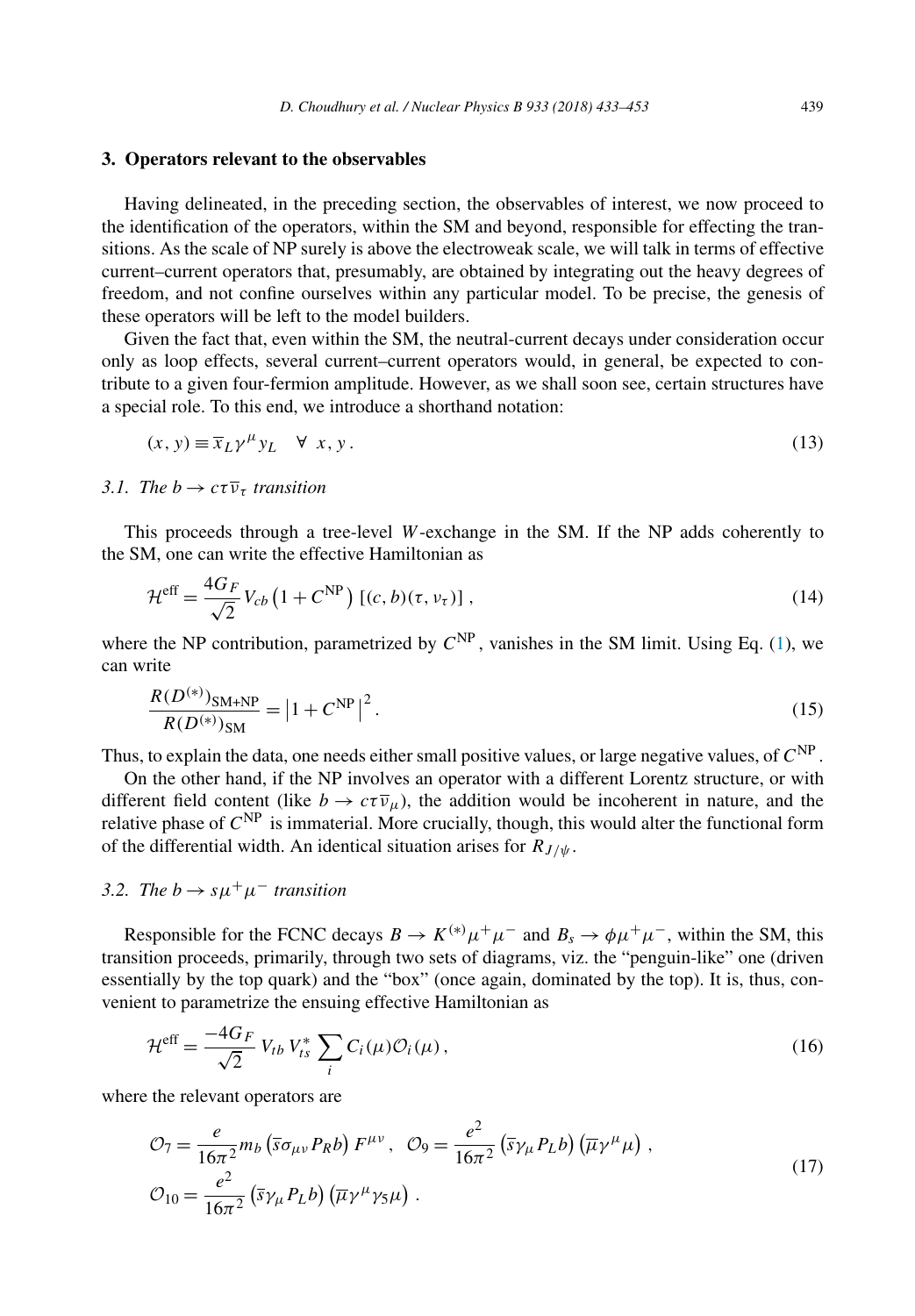## 3. Operators relevant to the observables

Having delineated, in the preceding section, the observables of interest, we now proceed to the identification of the operators, within the SM and beyond, responsible for effecting the transitions. As the scale of NP surely is above the electroweak scale, we will talk in terms of effective current–current operators that, presumably, are obtained by integrating out the heavy degrees of freedom, and not confine ourselves within any particular model. To be precise, the genesis of these operators will be left to the model builders.

Given the fact that, even within the SM, the neutral-current decays under consideration occur only as loop effects, several current–current operators would, in general, be expected to contribute to a given four-fermion amplitude. However, as we shall soon see, certain structures have a special role. To this end, we introduce a shorthand notation:

$$(x, y) \equiv \overline{x}_L \gamma^\mu y_L \quad \forall \;\, x, y \,. \tag{13}$$

### 3.1. The $b \to c\tau\overline{\nu}_\tau$ transition

This proceeds through a tree-level $W$-exchange in the SM. If the NP adds coherently to the SM, one can write the effective Hamiltonian as

$$\mathcal{H}^{\rm eff} = \frac{4G_F}{\sqrt{2}} V_{cb} \left(1 + C^{\rm NP}\right) \left[(c, b)(\tau, \nu_\tau)\right] , \tag{14}$$

where the NP contribution, parametrized by $C^{\rm NP}$, vanishes in the SM limit. Using Eq. (1), we can write

$$\frac{R(D^{(*)})_{\rm SM+NP}}{R(D^{(*)})_{\rm SM}} = \left|1 + C^{\rm NP}\right|^2 . \tag{15}$$

Thus, to explain the data, one needs either small positive values, or large negative values, of $C^{\rm NP}$.

On the other hand, if the NP involves an operator with a different Lorentz structure, or with different field content (like $b \to c\tau\overline{\nu}_\mu$), the addition would be incoherent in nature, and the relative phase of $C^{\rm NP}$ is immaterial. More crucially, though, this would alter the functional form of the differential width. An identical situation arises for $R_{J/\psi}$.

### 3.2. The $b \to s\mu^+\mu^-$ transition

Responsible for the FCNC decays $B \to K^{(*)}\mu^+\mu^-$ and $B_s \to \phi\mu^+\mu^-$, within the SM, this transition proceeds, primarily, through two sets of diagrams, viz. the "penguin-like" one (driven essentially by the top quark) and the "box" (once again, dominated by the top). It is, thus, convenient to parametrize the ensuing effective Hamiltonian as

$$\mathcal{H}^{\rm eff} = \frac{-4G_F}{\sqrt{2}} V_{tb} V_{ts}^* \sum_i C_i(\mu)\mathcal{O}_i(\mu) , \tag{16}$$

where the relevant operators are

$$\begin{aligned}
\mathcal{O}_7 &= \frac{e}{16\pi^2} m_b \left(\overline{s}\sigma_{\mu\nu} P_R b\right) F^{\mu\nu} , \quad \mathcal{O}_9 = \frac{e^2}{16\pi^2} \left(\overline{s}\gamma_\mu P_L b\right) \left(\overline{\mu}\gamma^\mu \mu\right) , \\
\mathcal{O}_{10} &= \frac{e^2}{16\pi^2} \left(\overline{s}\gamma_\mu P_L b\right) \left(\overline{\mu}\gamma^\mu \gamma_5 \mu\right) .
\end{aligned} \tag{17}$$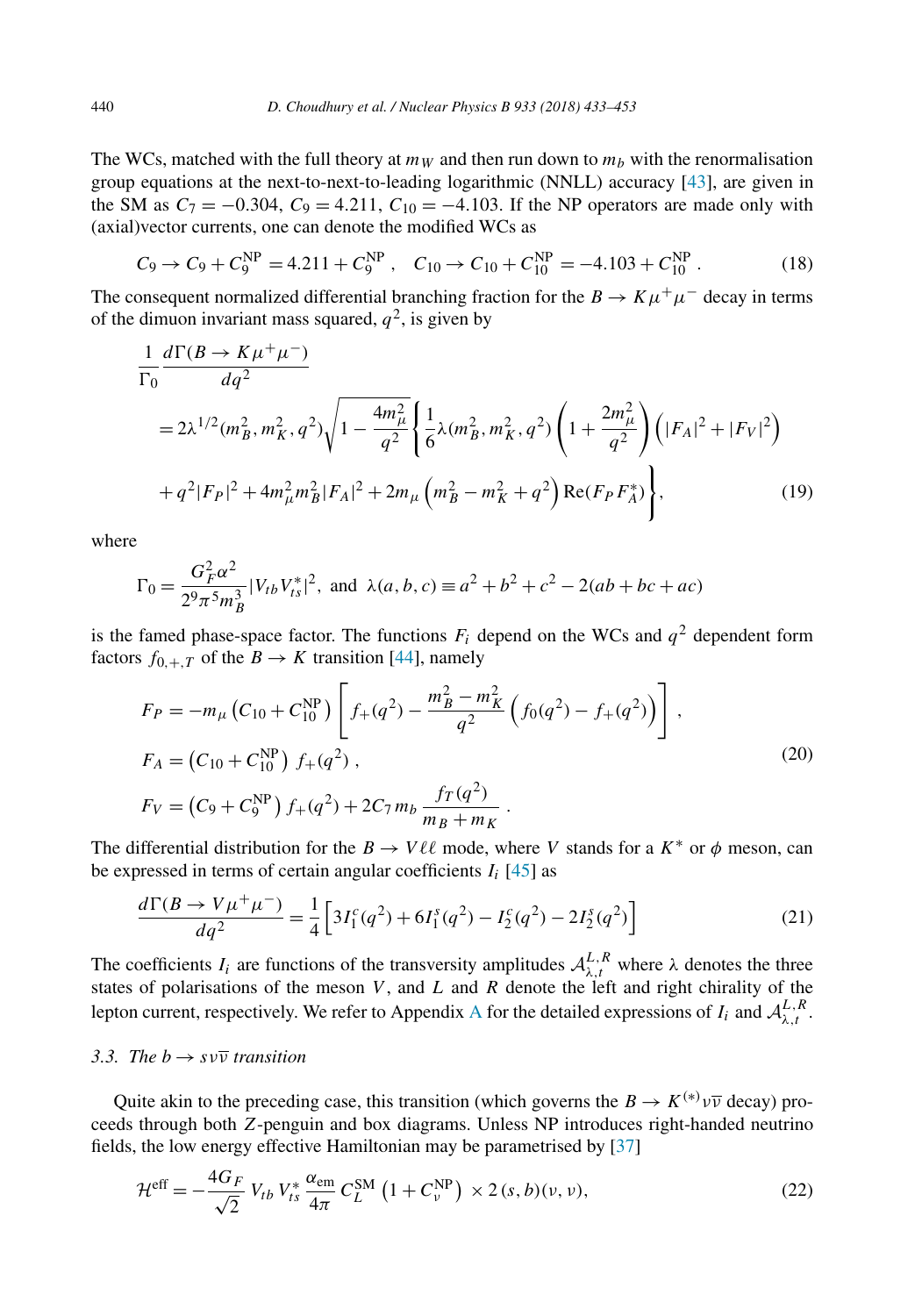The WCs, matched with the full theory at $m_W$ and then run down to $m_b$ with the renormalisation group equations at the next-to-next-to-leading logarithmic (NNLL) accuracy [43], are given in the SM as $C_7 = -0.304$, $C_9 = 4.211$, $C_{10} = -4.103$. If the NP operators are made only with (axial)vector currents, one can denote the modified WCs as

$$C_9 \to C_9 + C_9^{\rm NP} = 4.211 + C_9^{\rm NP}\ , \quad C_{10} \to C_{10} + C_{10}^{\rm NP} = -4.103 + C_{10}^{\rm NP}\ . \tag{18}$$

The consequent normalized differential branching fraction for the $B \to K\mu^+\mu^-$ decay in terms of the dimuon invariant mass squared, $q^2$, is given by

$$\begin{aligned}
&\frac{1}{\Gamma_0}\frac{d\Gamma(B\to K\mu^+\mu^-)}{dq^2} \\
&= 2\lambda^{1/2}(m_B^2, m_K^2, q^2)\sqrt{1-\frac{4m_\mu^2}{q^2}}\Bigg\{\frac{1}{6}\lambda(m_B^2, m_K^2, q^2)\left(1+\frac{2m_\mu^2}{q^2}\right)\left(|F_A|^2+|F_V|^2\right) \\
&+ q^2|F_P|^2 + 4m_\mu^2 m_B^2 |F_A|^2 + 2m_\mu\left(m_B^2 - m_K^2 + q^2\right)\mathrm{Re}(F_P F_A^*)\Bigg\},
\end{aligned} \tag{19}$$

where

$$\Gamma_0 = \frac{G_F^2\alpha^2}{2^9\pi^5 m_B^3}|V_{tb}V_{ts}^*|^2, \text{ and } \lambda(a,b,c) \equiv a^2+b^2+c^2-2(ab+bc+ac)$$

is the famed phase-space factor. The functions $F_i$ depend on the WCs and $q^2$ dependent form factors $f_{0,+,T}$ of the $B \to K$ transition [44], namely

$$\begin{aligned}
F_P &= -m_\mu\left(C_{10}+C_{10}^{\rm NP}\right)\left[f_+(q^2) - \frac{m_B^2-m_K^2}{q^2}\left(f_0(q^2)-f_+(q^2)\right)\right], \\
F_A &= \left(C_{10}+C_{10}^{\rm NP}\right) f_+(q^2)\,, \\
F_V &= \left(C_9+C_9^{\rm NP}\right) f_+(q^2) + 2C_7\, m_b\,\frac{f_T(q^2)}{m_B+m_K}\,.
\end{aligned} \tag{20}$$

The differential distribution for the $B \to V\ell\ell$ mode, where $V$ stands for a $K^*$ or $\phi$ meson, can be expressed in terms of certain angular coefficients $I_i$ [45] as

$$\frac{d\Gamma(B\to V\mu^+\mu^-)}{dq^2} = \frac{1}{4}\left[3I_1^c(q^2) + 6I_1^s(q^2) - I_2^c(q^2) - 2I_2^s(q^2)\right] \tag{21}$$

The coefficients $I_i$ are functions of the transversity amplitudes $\mathcal{A}_{\lambda,t}^{L,R}$ where $\lambda$ denotes the three states of polarisations of the meson $V$, and $L$ and $R$ denote the left and right chirality of the lepton current, respectively. We refer to Appendix A for the detailed expressions of $I_i$ and $\mathcal{A}_{\lambda,t}^{L,R}$.

### 3.3. The $b \to s\nu\overline{\nu}$ transition

Quite akin to the preceding case, this transition (which governs the $B \to K^{(*)}\nu\overline{\nu}$ decay) proceeds through both $Z$-penguin and box diagrams. Unless NP introduces right-handed neutrino fields, the low energy effective Hamiltonian may be parametrised by [37]

$$\mathcal{H}^{\rm eff} = -\frac{4G_F}{\sqrt{2}}\,V_{tb}\,V_{ts}^*\,\frac{\alpha_{\rm em}}{4\pi}\,C_L^{\rm SM}\left(1+C_\nu^{\rm NP}\right)\times 2\,(s,b)(\nu,\nu), \tag{22}$$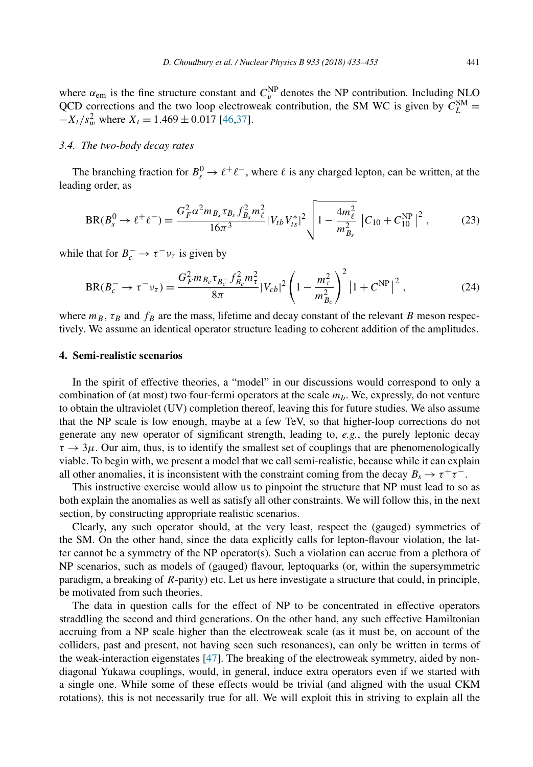where $\alpha_{\rm em}$ is the fine structure constant and $C_\nu^{\rm NP}$ denotes the NP contribution. Including NLO QCD corrections and the two loop electroweak contribution, the SM WC is given by $C_L^{\rm SM} = -X_t/s_w^2$ where $X_t = 1.469 \pm 0.017$ [46,37].

### 3.4. The two-body decay rates

The branching fraction for $B_s^0 \to \ell^+\ell^-$, where $\ell$ is any charged lepton, can be written, at the leading order, as

$$\text{BR}(B_s^0 \to \ell^+\ell^-) = \frac{G_F^2 \alpha^2 m_{B_s} \tau_{B_s} f_{B_s}^2 m_\ell^2}{16\pi^3} |V_{tb} V_{ts}^*|^2 \sqrt{1 - \frac{4m_\ell^2}{m_{B_s}^2}} \left| C_{10} + C_{10}^{\rm NP} \right|^2 , \tag{23}$$

while that for $B_c^- \to \tau^-\nu_\tau$ is given by

$$\text{BR}(B_c^- \to \tau^-\nu_\tau) = \frac{G_F^2 m_{B_c} \tau_{B_c^-} f_{B_c}^2 m_\tau^2}{8\pi} |V_{cb}|^2 \left(1 - \frac{m_\tau^2}{m_{B_c}^2}\right)^2 \left|1 + C^{\rm NP}\right|^2 , \tag{24}$$

where $m_B$, $\tau_B$ and $f_B$ are the mass, lifetime and decay constant of the relevant $B$ meson respectively. We assume an identical operator structure leading to coherent addition of the amplitudes.

## 4. Semi-realistic scenarios

In the spirit of effective theories, a "model" in our discussions would correspond to only a combination of (at most) two four-fermi operators at the scale $m_b$. We, expressly, do not venture to obtain the ultraviolet (UV) completion thereof, leaving this for future studies. We also assume that the NP scale is low enough, maybe at a few TeV, so that higher-loop corrections do not generate any new operator of significant strength, leading to, *e.g.*, the purely leptonic decay $\tau \to 3\mu$. Our aim, thus, is to identify the smallest set of couplings that are phenomenologically viable. To begin with, we present a model that we call semi-realistic, because while it can explain all other anomalies, it is inconsistent with the constraint coming from the decay $B_s \to \tau^+\tau^-$.

This instructive exercise would allow us to pinpoint the structure that NP must lead to so as both explain the anomalies as well as satisfy all other constraints. We will follow this, in the next section, by constructing appropriate realistic scenarios.

Clearly, any such operator should, at the very least, respect the (gauged) symmetries of the SM. On the other hand, since the data explicitly calls for lepton-flavour violation, the latter cannot be a symmetry of the NP operator(s). Such a violation can accrue from a plethora of NP scenarios, such as models of (gauged) flavour, leptoquarks (or, within the supersymmetric paradigm, a breaking of $R$-parity) etc. Let us here investigate a structure that could, in principle, be motivated from such theories.

The data in question calls for the effect of NP to be concentrated in effective operators straddling the second and third generations. On the other hand, any such effective Hamiltonian accruing from a NP scale higher than the electroweak scale (as it must be, on account of the colliders, past and present, not having seen such resonances), can only be written in terms of the weak-interaction eigenstates [47]. The breaking of the electroweak symmetry, aided by non-diagonal Yukawa couplings, would, in general, induce extra operators even if we started with a single one. While some of these effects would be trivial (and aligned with the usual CKM rotations), this is not necessarily true for all. We will exploit this in striving to explain all the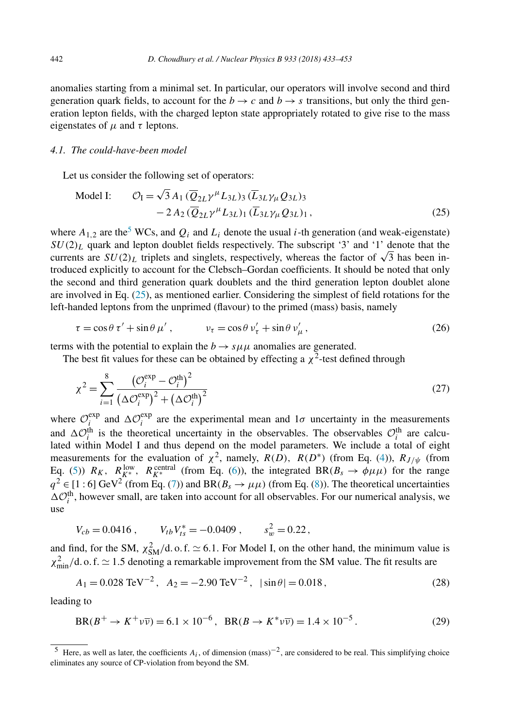anomalies starting from a minimal set. In particular, our operators will involve second and third generation quark fields, to account for the $b \to c$ and $b \to s$ transitions, but only the third generation lepton fields, with the charged lepton state appropriately rotated to give rise to the mass eigenstates of $\mu$ and $\tau$ leptons.

### 4.1. The could-have-been model

Let us consider the following set of operators:

$$\text{Model I:} \qquad \mathcal{O}_{\rm I} = \sqrt{3}\, A_1\, (\overline{Q}_{2L}\gamma^\mu L_{3L})_3\, (\overline{L}_{3L}\gamma_\mu Q_{3L})_3 - 2\, A_2\, (\overline{Q}_{2L}\gamma^\mu L_{3L})_1\, (\overline{L}_{3L}\gamma_\mu Q_{3L})_1\,, \tag{25}$$

where $A_{1,2}$ are the[5] WCs, and $Q_i$ and $L_i$ denote the usual $i$-th generation (and weak-eigenstate) $SU(2)_L$ quark and lepton doublet fields respectively. The subscript '3' and '1' denote that the currents are $SU(2)_L$ triplets and singlets, respectively, whereas the factor of $\sqrt{3}$ has been introduced explicitly to account for the Clebsch–Gordan coefficients. It should be noted that only the second and third generation quark doublets and the third generation lepton doublet alone are involved in Eq. (25), as mentioned earlier. Considering the simplest of field rotations for the left-handed leptons from the unprimed (flavour) to the primed (mass) basis, namely

$$\tau = \cos\theta\, \tau' + \sin\theta\, \mu'\,, \qquad \nu_\tau = \cos\theta\, \nu'_\tau + \sin\theta\, \nu'_\mu\,, \tag{26}$$

terms with the potential to explain the $b \to s\mu\mu$ anomalies are generated.

The best fit values for these can be obtained by effecting a $\chi^2$-test defined through

$$\chi^2 = \sum_{i=1}^{8} \frac{\left(\mathcal{O}_i^{\rm exp} - \mathcal{O}_i^{\rm th}\right)^2}{\left(\Delta\mathcal{O}_i^{\rm exp}\right)^2 + \left(\Delta\mathcal{O}_i^{\rm th}\right)^2} \tag{27}$$

where $\mathcal{O}_i^{\rm exp}$ and $\Delta\mathcal{O}_i^{\rm exp}$ are the experimental mean and $1\sigma$ uncertainty in the measurements and $\Delta\mathcal{O}_i^{\rm th}$ is the theoretical uncertainty in the observables. The observables $\mathcal{O}_i^{\rm th}$ are calculated within Model I and thus depend on the model parameters. We include a total of eight measurements for the evaluation of $\chi^2$, namely, $R(D)$, $R(D^*)$ (from Eq. (4)), $R_{J/\psi}$ (from Eq. (5)) $R_K$, $R_{K^*}^{\rm low}$, $R_{K^*}^{\rm central}$ (from Eq. (6)), the integrated BR($B_s \to \phi\mu\mu$) for the range $q^2 \in [1:6]$ GeV$^2$ (from Eq. (7)) and BR($B_s \to \mu\mu$) (from Eq. (8)). The theoretical uncertainties $\Delta\mathcal{O}_i^{\rm th}$, however small, are taken into account for all observables. For our numerical analysis, we use

$$V_{cb} = 0.0416\,, \qquad V_{tb}V_{ts}^* = -0.0409\,, \qquad s_w^2 = 0.22\,,$$

and find, for the SM, $\chi^2_{\rm SM}/{\rm d.o.f.} \simeq 6.1$. For Model I, on the other hand, the minimum value is $\chi^2_{\rm min}/{\rm d.o.f.} \simeq 1.5$ denoting a remarkable improvement from the SM value. The fit results are

$$A_1 = 0.028\ {\rm TeV}^{-2}\,, \quad A_2 = -2.90\ {\rm TeV}^{-2}\,, \quad |\sin\theta| = 0.018\,, \tag{28}$$

leading to

$${\rm BR}(B^+ \to K^+\nu\overline{\nu}) = 6.1 \times 10^{-6}\,, \quad {\rm BR}(B \to K^*\nu\overline{\nu}) = 1.4 \times 10^{-5}\,. \tag{29}$$

[5] Here, as well as later, the coefficients $A_i$, of dimension (mass)$^{-2}$, are considered to be real. This simplifying choice eliminates any source of CP-violation from beyond the SM.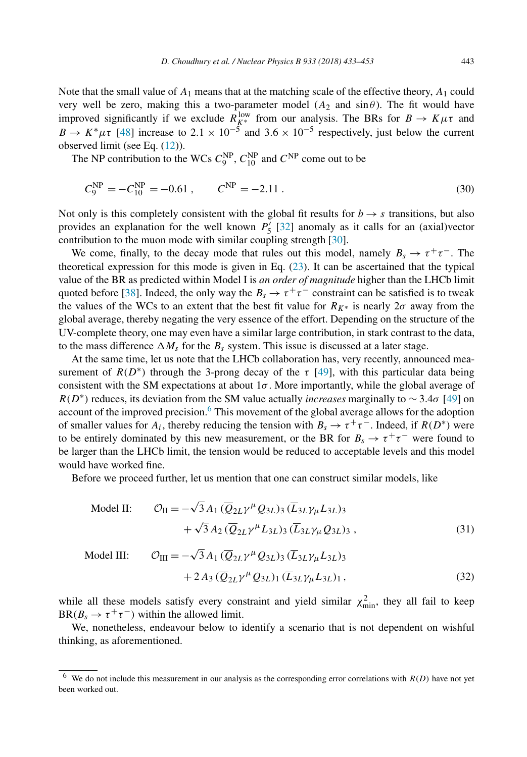Note that the small value of $A_1$ means that at the matching scale of the effective theory, $A_1$ could very well be zero, making this a two-parameter model ($A_2$ and $\sin\theta$). The fit would have improved significantly if we exclude $R_{K^*}^{\rm low}$ from our analysis. The BRs for $B \to K\mu\tau$ and $B \to K^*\mu\tau$ [48] increase to $2.1 \times 10^{-5}$ and $3.6 \times 10^{-5}$ respectively, just below the current observed limit (see Eq. (12)).

The NP contribution to the WCs $C_9^{\rm NP}$, $C_{10}^{\rm NP}$ and $C^{\rm NP}$ come out to be

$$
C_9^{\rm NP} = -C_{10}^{\rm NP} = -0.61 \,, \qquad C^{\rm NP} = -2.11 \,. \tag{30}
$$

Not only is this completely consistent with the global fit results for $b \to s$ transitions, but also provides an explanation for the well known $P_5'$ [32] anomaly as it calls for an (axial)vector contribution to the muon mode with similar coupling strength [30].

We come, finally, to the decay mode that rules out this model, namely $B_s \to \tau^+\tau^-$. The theoretical expression for this mode is given in Eq. (23). It can be ascertained that the typical value of the BR as predicted within Model I is *an order of magnitude* higher than the LHCb limit quoted before [38]. Indeed, the only way the $B_s \to \tau^+\tau^-$ constraint can be satisfied is to tweak the values of the WCs to an extent that the best fit value for $R_{K^*}$ is nearly $2\sigma$ away from the global average, thereby negating the very essence of the effort. Depending on the structure of the UV-complete theory, one may even have a similar large contribution, in stark contrast to the data, to the mass difference $\Delta M_s$ for the $B_s$ system. This issue is discussed at a later stage.

At the same time, let us note that the LHCb collaboration has, very recently, announced measurement of $R(D^*)$ through the 3-prong decay of the $\tau$ [49], with this particular data being consistent with the SM expectations at about $1\sigma$. More importantly, while the global average of $R(D^*)$ reduces, its deviation from the SM value actually *increases* marginally to $\sim 3.4\sigma$ [49] on account of the improved precision.[6] This movement of the global average allows for the adoption of smaller values for $A_i$, thereby reducing the tension with $B_s \to \tau^+\tau^-$. Indeed, if $R(D^*)$ were to be entirely dominated by this new measurement, or the BR for $B_s \to \tau^+\tau^-$ were found to be larger than the LHCb limit, the tension would be reduced to acceptable levels and this model would have worked fine.

Before we proceed further, let us mention that one can construct similar models, like

$$
\begin{aligned}
\text{Model II:} \qquad \mathcal{O}_{\rm II} = & -\sqrt{3}\, A_1\, (\overline{Q}_{2L}\gamma^\mu Q_{3L})_3\, (\overline{L}_{3L}\gamma_\mu L_{3L})_3 \\
& + \sqrt{3}\, A_2\, (\overline{Q}_{2L}\gamma^\mu L_{3L})_3\, (\overline{L}_{3L}\gamma_\mu Q_{3L})_3 \,,
\end{aligned} \tag{31}
$$

$$
\begin{aligned}
\text{Model III:} \qquad \mathcal{O}_{\rm III} = & -\sqrt{3}\, A_1\, (\overline{Q}_{2L}\gamma^\mu Q_{3L})_3\, (\overline{L}_{3L}\gamma_\mu L_{3L})_3 \\
& + 2\, A_3\, (\overline{Q}_{2L}\gamma^\mu Q_{3L})_1\, (\overline{L}_{3L}\gamma_\mu L_{3L})_1 \,,
\end{aligned} \tag{32}
$$

while all these models satisfy every constraint and yield similar $\chi^2_{\rm min}$, they all fail to keep ${\rm BR}(B_s \to \tau^+\tau^-)$ within the allowed limit.

We, nonetheless, endeavour below to identify a scenario that is not dependent on wishful thinking, as aforementioned.

---

[6] We do not include this measurement in our analysis as the corresponding error correlations with $R(D)$ have not yet been worked out.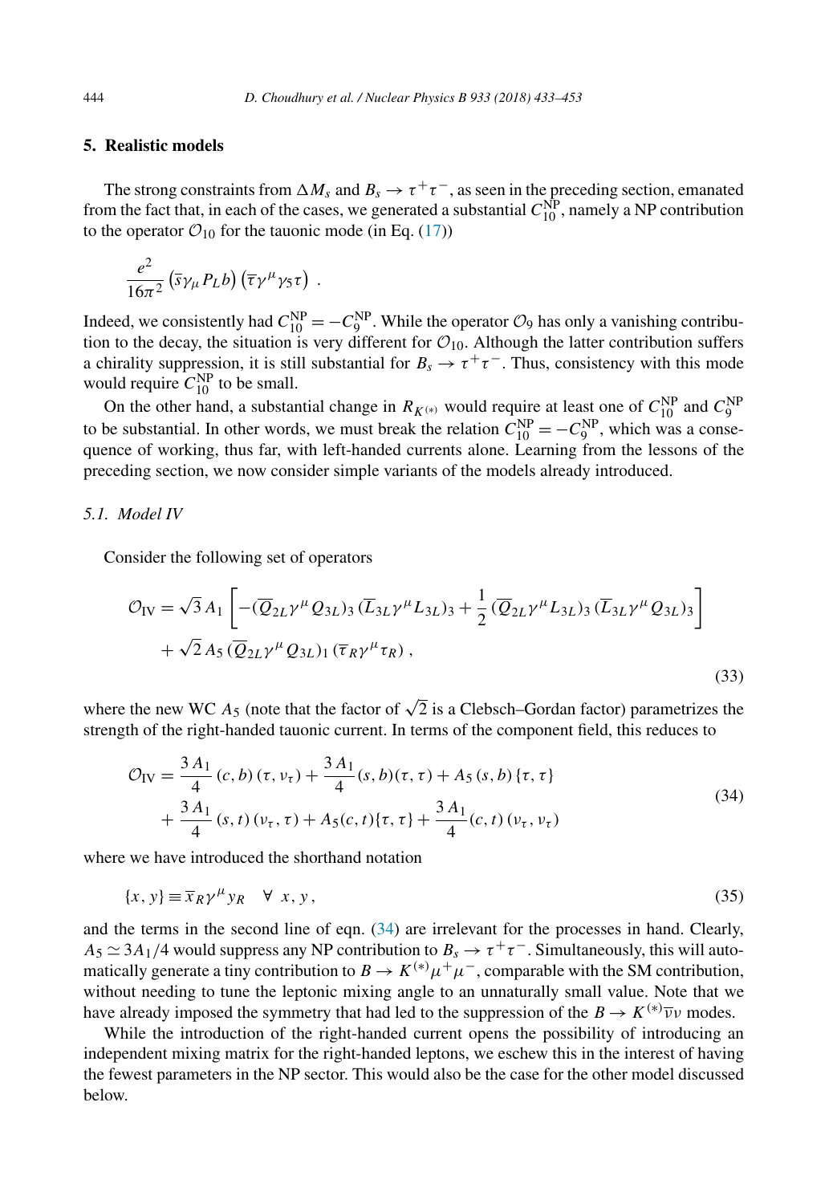## 5. Realistic models

The strong constraints from $\Delta M_s$ and $B_s \to \tau^+\tau^-$, as seen in the preceding section, emanated from the fact that, in each of the cases, we generated a substantial $C_{10}^{\rm NP}$, namely a NP contribution to the operator $\mathcal{O}_{10}$ for the tauonic mode (in Eq. (17))

$$\frac{e^2}{16\pi^2}\left(\bar{s}\gamma_\mu P_L b\right)\left(\overline{\tau}\gamma^\mu\gamma_5\tau\right) \ .$$

Indeed, we consistently had $C_{10}^{\rm NP} = -C_9^{\rm NP}$. While the operator $\mathcal{O}_9$ has only a vanishing contribution to the decay, the situation is very different for $\mathcal{O}_{10}$. Although the latter contribution suffers a chirality suppression, it is still substantial for $B_s \to \tau^+\tau^-$. Thus, consistency with this mode would require $C_{10}^{\rm NP}$ to be small.

On the other hand, a substantial change in $R_{K^{(*)}}$ would require at least one of $C_{10}^{\rm NP}$ and $C_9^{\rm NP}$ to be substantial. In other words, we must break the relation $C_{10}^{\rm NP} = -C_9^{\rm NP}$, which was a consequence of working, thus far, with left-handed currents alone. Learning from the lessons of the preceding section, we now consider simple variants of the models already introduced.

### 5.1. Model IV

Consider the following set of operators

$$\begin{aligned}
\mathcal{O}_{\rm IV} = \sqrt{3}\, A_1 &\left[ -(\overline{Q}_{2L}\gamma^\mu Q_{3L})_3\,(\overline{L}_{3L}\gamma^\mu L_{3L})_3 + \frac{1}{2}\,(\overline{Q}_{2L}\gamma^\mu L_{3L})_3\,(\overline{L}_{3L}\gamma^\mu Q_{3L})_3 \right] \\
&+ \sqrt{2}\, A_5\,(\overline{Q}_{2L}\gamma^\mu Q_{3L})_1\,(\overline{\tau}_R\gamma^\mu\tau_R)\ ,
\end{aligned} \tag{33}$$

where the new WC $A_5$ (note that the factor of $\sqrt{2}$ is a Clebsch–Gordan factor) parametrizes the strength of the right-handed tauonic current. In terms of the component field, this reduces to

$$\begin{aligned}
\mathcal{O}_{\rm IV} = &\frac{3\,A_1}{4}\,(c,b)\,(\tau,\nu_\tau) + \frac{3\,A_1}{4}\,(s,b)(\tau,\tau) + A_5\,(s,b)\,\{\tau,\tau\} \\
&+ \frac{3\,A_1}{4}\,(s,t)\,(\nu_\tau,\tau) + A_5(c,t)\{\tau,\tau\} + \frac{3\,A_1}{4}(c,t)\,(\nu_\tau,\nu_\tau)
\end{aligned} \tag{34}$$

where we have introduced the shorthand notation

$$\{x, y\} \equiv \overline{x}_R\gamma^\mu y_R \quad \forall\ x, y\,, \tag{35}$$

and the terms in the second line of eqn. (34) are irrelevant for the processes in hand. Clearly, $A_5 \simeq 3A_1/4$ would suppress any NP contribution to $B_s \to \tau^+\tau^-$. Simultaneously, this will automatically generate a tiny contribution to $B \to K^{(*)}\mu^+\mu^-$, comparable with the SM contribution, without needing to tune the leptonic mixing angle to an unnaturally small value. Note that we have already imposed the symmetry that had led to the suppression of the $B \to K^{(*)}\overline{\nu}\nu$ modes.

While the introduction of the right-handed current opens the possibility of introducing an independent mixing matrix for the right-handed leptons, we eschew this in the interest of having the fewest parameters in the NP sector. This would also be the case for the other model discussed below.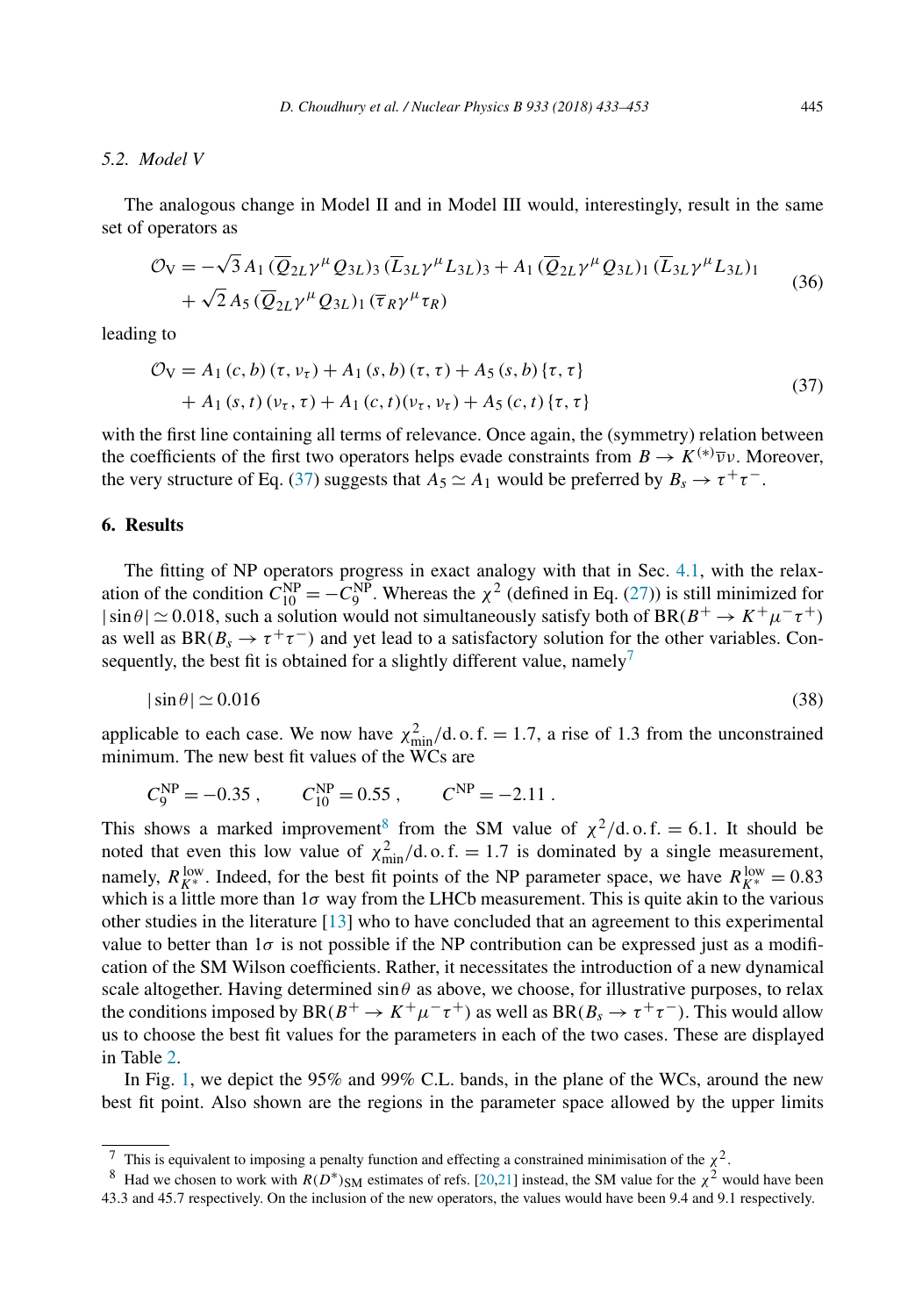### 5.2. Model V

The analogous change in Model II and in Model III would, interestingly, result in the same set of operators as

$$
\begin{aligned}
\mathcal{O}_{\rm V} = & -\sqrt{3}\, A_1\, (\overline{Q}_{2L}\gamma^\mu Q_{3L})_3\, (\overline{L}_{3L}\gamma^\mu L_{3L})_3 + A_1\, (\overline{Q}_{2L}\gamma^\mu Q_{3L})_1\, (\overline{L}_{3L}\gamma^\mu L_{3L})_1 \\
& + \sqrt{2}\, A_5\, (\overline{Q}_{2L}\gamma^\mu Q_{3L})_1\, (\overline{\tau}_R\gamma^\mu \tau_R)
\end{aligned}
\tag{36}
$$

leading to

$$
\begin{aligned}
\mathcal{O}_{\rm V} = & \, A_1\, (c, b)\, (\tau, \nu_\tau) + A_1\, (s, b)\, (\tau, \tau) + A_5\, (s, b)\, \{\tau, \tau\} \\
& + A_1\, (s, t)\, (\nu_\tau, \tau) + A_1\, (c, t) (\nu_\tau, \nu_\tau) + A_5\, (c, t)\, \{\tau, \tau\}
\end{aligned}
\tag{37}
$$

with the first line containing all terms of relevance. Once again, the (symmetry) relation between the coefficients of the first two operators helps evade constraints from $B \to K^{(*)}\overline{\nu}\nu$. Moreover, the very structure of Eq. (37) suggests that $A_5 \simeq A_1$ would be preferred by $B_s \to \tau^+\tau^-$.

## 6. Results

The fitting of NP operators progress in exact analogy with that in Sec. 4.1, with the relaxation of the condition $C_{10}^{\rm NP} = -C_9^{\rm NP}$. Whereas the $\chi^2$ (defined in Eq. (27)) is still minimized for $|\sin\theta| \simeq 0.018$, such a solution would not simultaneously satisfy both of ${\rm BR}(B^+ \to K^+\mu^-\tau^+)$ as well as ${\rm BR}(B_s \to \tau^+\tau^-)$ and yet lead to a satisfactory solution for the other variables. Consequently, the best fit is obtained for a slightly different value, namely[7]

$$
|\sin\theta| \simeq 0.016 \tag{38}
$$

applicable to each case. We now have $\chi^2_{\rm min}/{\rm d.o.f.} = 1.7$, a rise of 1.3 from the unconstrained minimum. The new best fit values of the WCs are

$$
C_9^{\rm NP} = -0.35\,, \qquad C_{10}^{\rm NP} = 0.55\,, \qquad C^{\rm NP} = -2.11\,.
$$

This shows a marked improvement[8] from the SM value of $\chi^2/{\rm d.o.f.} = 6.1$. It should be noted that even this low value of $\chi^2_{\rm min}/{\rm d.o.f.} = 1.7$ is dominated by a single measurement, namely, $R_{K^*}^{\rm low}$. Indeed, for the best fit points of the NP parameter space, we have $R_{K^*}^{\rm low} = 0.83$ which is a little more than $1\sigma$ way from the LHCb measurement. This is quite akin to the various other studies in the literature [13] who to have concluded that an agreement to this experimental value to better than $1\sigma$ is not possible if the NP contribution can be expressed just as a modification of the SM Wilson coefficients. Rather, it necessitates the introduction of a new dynamical scale altogether. Having determined $\sin\theta$ as above, we choose, for illustrative purposes, to relax the conditions imposed by ${\rm BR}(B^+ \to K^+\mu^-\tau^+)$ as well as ${\rm BR}(B_s \to \tau^+\tau^-)$. This would allow us to choose the best fit values for the parameters in each of the two cases. These are displayed in Table 2.

In Fig. 1, we depict the 95% and 99% C.L. bands, in the plane of the WCs, around the new best fit point. Also shown are the regions in the parameter space allowed by the upper limits

---

[7] This is equivalent to imposing a penalty function and effecting a constrained minimisation of the $\chi^2$.

[8] Had we chosen to work with $R(D^*)_{\rm SM}$ estimates of refs. [20,21] instead, the SM value for the $\chi^2$ would have been 43.3 and 45.7 respectively. On the inclusion of the new operators, the values would have been 9.4 and 9.1 respectively.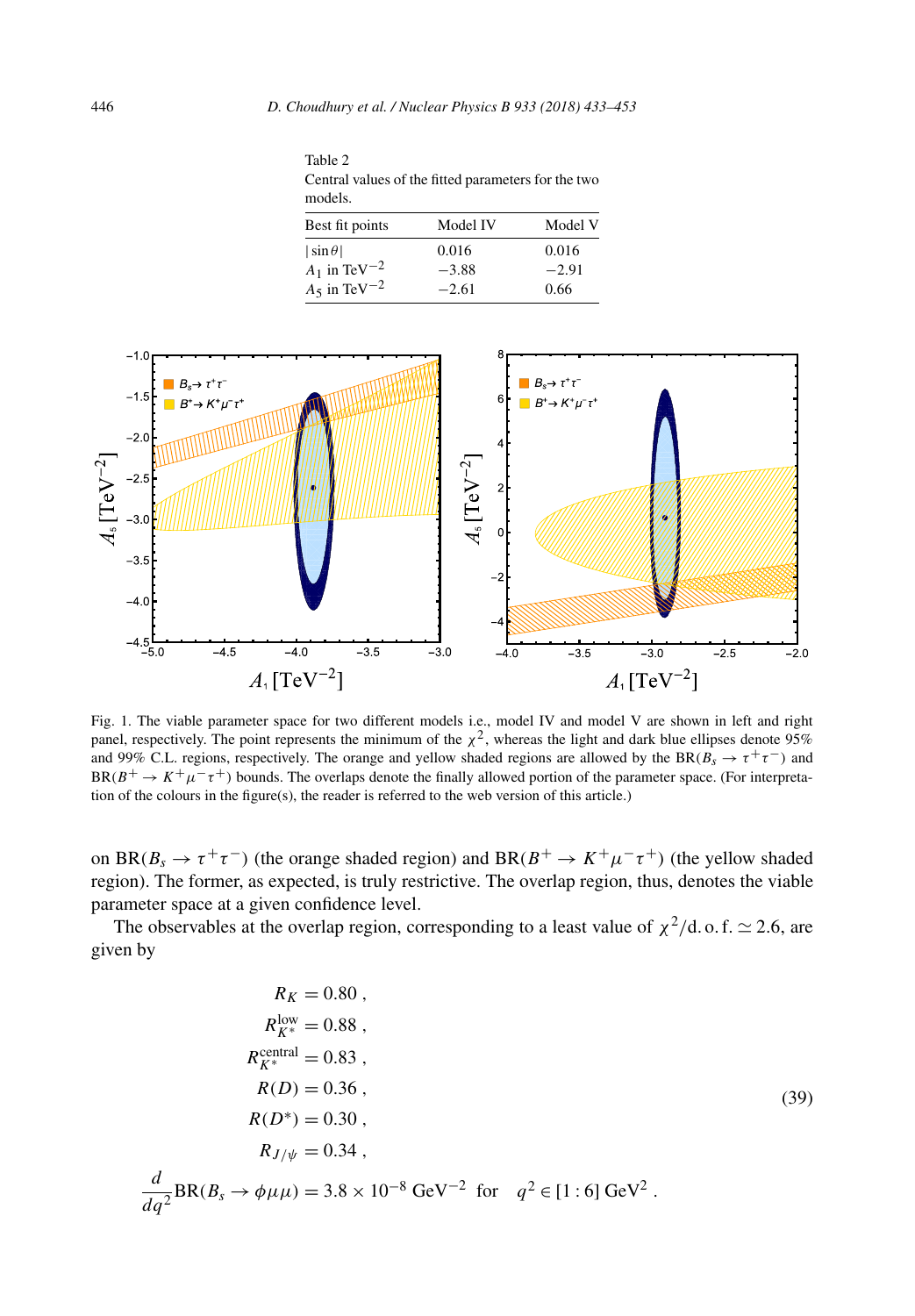Table 2
Central values of the fitted parameters for the two models.

| Best fit points | Model IV | Model V |
|---|---|---|
| $\lvert \sin\theta \rvert$ | 0.016 | 0.016 |
| $A_1$ in TeV$^{-2}$ | $-3.88$ | $-2.91$ |
| $A_5$ in TeV$^{-2}$ | $-2.61$ | 0.66 |

Fig. 1. The viable parameter space for two different models i.e., model IV and model V are shown in left and right panel, respectively. The point represents the minimum of the $\chi^2$, whereas the light and dark blue ellipses denote 95% and 99% C.L. regions, respectively. The orange and yellow shaded regions are allowed by the BR($B_s \to \tau^+\tau^-$) and BR($B^+ \to K^+\mu^-\tau^+$) bounds. The overlaps denote the finally allowed portion of the parameter space. (For interpretation of the colours in the figure(s), the reader is referred to the web version of this article.)

on BR($B_s \to \tau^+\tau^-$) (the orange shaded region) and BR($B^+ \to K^+\mu^-\tau^+$) (the yellow shaded region). The former, as expected, is truly restrictive. The overlap region, thus, denotes the viable parameter space at a given confidence level.

The observables at the overlap region, corresponding to a least value of $\chi^2/\text{d.o.f.} \simeq 2.6$, are given by

$$
\begin{aligned}
R_K &= 0.80\,, \\
R_{K^*}^{\text{low}} &= 0.88\,, \\
R_{K^*}^{\text{central}} &= 0.83\,, \\
R(D) &= 0.36\,, \\
R(D^*) &= 0.30\,, \\
R_{J/\psi} &= 0.34\,, \\
\frac{d}{dq^2}\text{BR}(B_s \to \phi\mu\mu) &= 3.8 \times 10^{-8}\ \text{GeV}^{-2} \quad \text{for} \quad q^2 \in [1:6]\ \text{GeV}^2\,.
\end{aligned}
\tag{39}
$$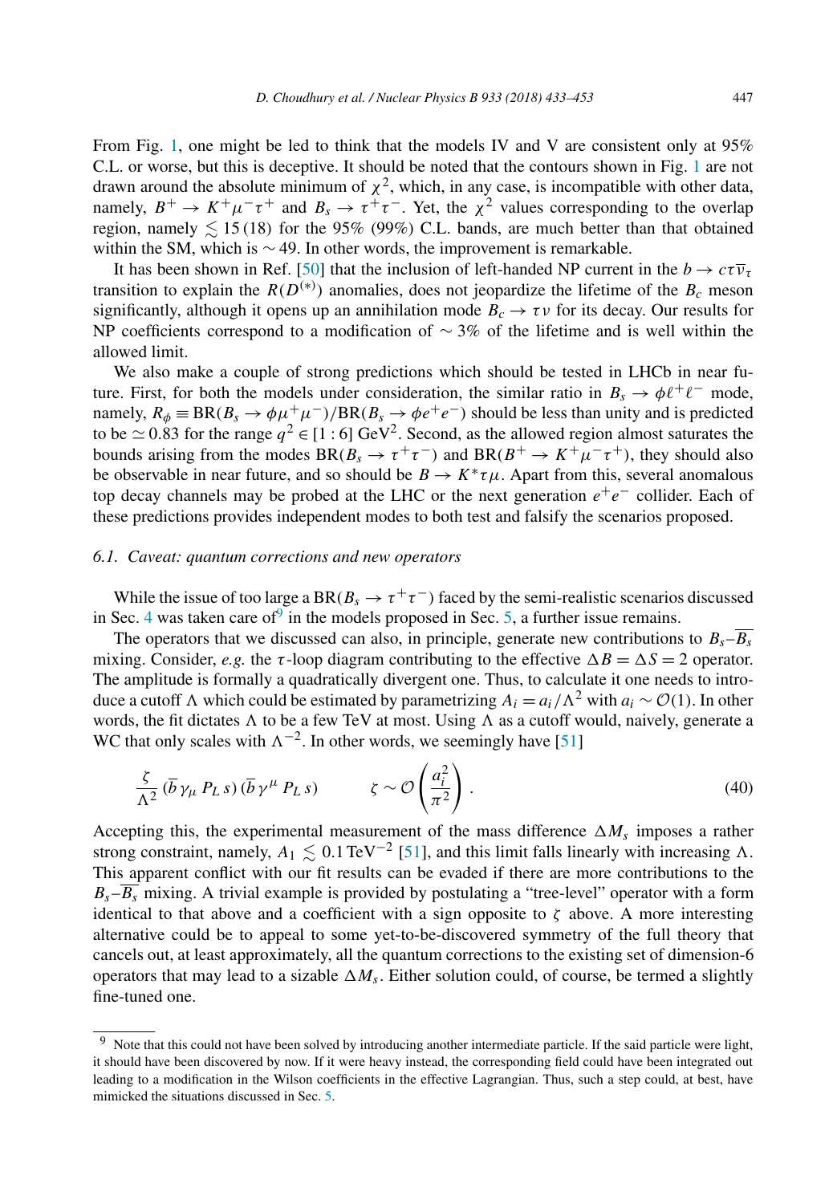From Fig. 1, one might be led to think that the models IV and V are consistent only at 95% C.L. or worse, but this is deceptive. It should be noted that the contours shown in Fig. 1 are not drawn around the absolute minimum of $\chi^2$, which, in any case, is incompatible with other data, namely, $B^+ \to K^+\mu^-\tau^+$ and $B_s \to \tau^+\tau^-$. Yet, the $\chi^2$ values corresponding to the overlap region, namely $\lesssim 15\,(18)$ for the 95% (99%) C.L. bands, are much better than that obtained within the SM, which is $\sim 49$. In other words, the improvement is remarkable.

It has been shown in Ref. [50] that the inclusion of left-handed NP current in the $b \to c\tau\overline{\nu}_\tau$ transition to explain the $R(D^{(*)})$ anomalies, does not jeopardize the lifetime of the $B_c$ meson significantly, although it opens up an annihilation mode $B_c \to \tau\nu$ for its decay. Our results for NP coefficients correspond to a modification of $\sim 3\%$ of the lifetime and is well within the allowed limit.

We also make a couple of strong predictions which should be tested in LHCb in near future. First, for both the models under consideration, the similar ratio in $B_s \to \phi\ell^+\ell^-$ mode, namely, $R_\phi \equiv \mathrm{BR}(B_s \to \phi\mu^+\mu^-)/\mathrm{BR}(B_s \to \phi e^+e^-)$ should be less than unity and is predicted to be $\simeq 0.83$ for the range $q^2 \in [1:6]\ \mathrm{GeV}^2$. Second, as the allowed region almost saturates the bounds arising from the modes $\mathrm{BR}(B_s \to \tau^+\tau^-)$ and $\mathrm{BR}(B^+ \to K^+\mu^-\tau^+)$, they should also be observable in near future, and so should be $B \to K^*\tau\mu$. Apart from this, several anomalous top decay channels may be probed at the LHC or the next generation $e^+e^-$ collider. Each of these predictions provides independent modes to both test and falsify the scenarios proposed.

### 6.1. Caveat: quantum corrections and new operators

While the issue of too large a $\mathrm{BR}(B_s \to \tau^+\tau^-)$ faced by the semi-realistic scenarios discussed in Sec. 4 was taken care of[9] in the models proposed in Sec. 5, a further issue remains.

The operators that we discussed can also, in principle, generate new contributions to $B_s$–$\overline{B_s}$ mixing. Consider, *e.g.* the $\tau$-loop diagram contributing to the effective $\Delta B = \Delta S = 2$ operator. The amplitude is formally a quadratically divergent one. Thus, to calculate it one needs to introduce a cutoff $\Lambda$ which could be estimated by parametrizing $A_i = a_i/\Lambda^2$ with $a_i \sim \mathcal{O}(1)$. In other words, the fit dictates $\Lambda$ to be a few TeV at most. Using $\Lambda$ as a cutoff would, naively, generate a WC that only scales with $\Lambda^{-2}$. In other words, we seemingly have [51]

$$\frac{\zeta}{\Lambda^2}\,(\bar{b}\,\gamma_\mu\,P_L\,s)\,(\bar{b}\,\gamma^\mu\,P_L\,s) \qquad\qquad \zeta \sim \mathcal{O}\left(\frac{a_i^2}{\pi^2}\right). \tag{40}$$

Accepting this, the experimental measurement of the mass difference $\Delta M_s$ imposes a rather strong constraint, namely, $A_1 \lesssim 0.1\,\mathrm{TeV}^{-2}$ [51], and this limit falls linearly with increasing $\Lambda$. This apparent conflict with our fit results can be evaded if there are more contributions to the $B_s$–$\overline{B_s}$ mixing. A trivial example is provided by postulating a "tree-level" operator with a form identical to that above and a coefficient with a sign opposite to $\zeta$ above. A more interesting alternative could be to appeal to some yet-to-be-discovered symmetry of the full theory that cancels out, at least approximately, all the quantum corrections to the existing set of dimension-6 operators that may lead to a sizable $\Delta M_s$. Either solution could, of course, be termed a slightly fine-tuned one.

---

[9] Note that this could not have been solved by introducing another intermediate particle. If the said particle were light, it should have been discovered by now. If it were heavy instead, the corresponding field could have been integrated out leading to a modification in the Wilson coefficients in the effective Lagrangian. Thus, such a step could, at best, have mimicked the situations discussed in Sec. 5.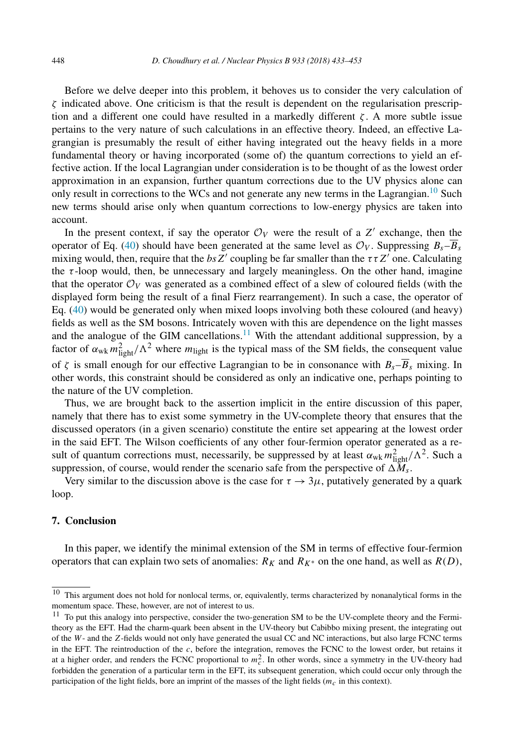Before we delve deeper into this problem, it behoves us to consider the very calculation of $\zeta$ indicated above. One criticism is that the result is dependent on the regularisation prescription and a different one could have resulted in a markedly different $\zeta$. A more subtle issue pertains to the very nature of such calculations in an effective theory. Indeed, an effective Lagrangian is presumably the result of either having integrated out the heavy fields in a more fundamental theory or having incorporated (some of) the quantum corrections to yield an effective action. If the local Lagrangian under consideration is to be thought of as the lowest order approximation in an expansion, further quantum corrections due to the UV physics alone can only result in corrections to the WCs and not generate any new terms in the Lagrangian.[10] Such new terms should arise only when quantum corrections to low-energy physics are taken into account.

In the present context, if say the operator $\mathcal{O}_V$ were the result of a $Z'$ exchange, then the operator of Eq. (40) should have been generated at the same level as $\mathcal{O}_V$. Suppressing $B_s$–$\overline{B}_s$ mixing would, then, require that the $bsZ'$ coupling be far smaller than the $\tau\tau Z'$ one. Calculating the $\tau$-loop would, then, be unnecessary and largely meaningless. On the other hand, imagine that the operator $\mathcal{O}_V$ was generated as a combined effect of a slew of coloured fields (with the displayed form being the result of a final Fierz rearrangement). In such a case, the operator of Eq. (40) would be generated only when mixed loops involving both these coloured (and heavy) fields as well as the SM bosons. Intricately woven with this are dependence on the light masses and the analogue of the GIM cancellations.[11] With the attendant additional suppression, by a factor of $\alpha_{\rm wk}\, m_{\rm light}^2/\Lambda^2$ where $m_{\rm light}$ is the typical mass of the SM fields, the consequent value of $\zeta$ is small enough for our effective Lagrangian to be in consonance with $B_s$–$\overline{B}_s$ mixing. In other words, this constraint should be considered as only an indicative one, perhaps pointing to the nature of the UV completion.

Thus, we are brought back to the assertion implicit in the entire discussion of this paper, namely that there has to exist some symmetry in the UV-complete theory that ensures that the discussed operators (in a given scenario) constitute the entire set appearing at the lowest order in the said EFT. The Wilson coefficients of any other four-fermion operator generated as a result of quantum corrections must, necessarily, be suppressed by at least $\alpha_{\rm wk}\, m_{\rm light}^2/\Lambda^2$. Such a suppression, of course, would render the scenario safe from the perspective of $\Delta M_s$.

Very similar to the discussion above is the case for $\tau \to 3\mu$, putatively generated by a quark loop.

## 7. Conclusion

In this paper, we identify the minimal extension of the SM in terms of effective four-fermion operators that can explain two sets of anomalies: $R_K$ and $R_{K^*}$ on the one hand, as well as $R(D)$,

---

[10] This argument does not hold for nonlocal terms, or, equivalently, terms characterized by nonanalytical forms in the momentum space. These, however, are not of interest to us.

[11] To put this analogy into perspective, consider the two-generation SM to be the UV-complete theory and the Fermi-theory as the EFT. Had the charm-quark been absent in the UV-theory but Cabibbo mixing present, the integrating out of the $W$- and the $Z$-fields would not only have generated the usual CC and NC interactions, but also large FCNC terms in the EFT. The reintroduction of the $c$, before the integration, removes the FCNC to the lowest order, but retains it at a higher order, and renders the FCNC proportional to $m_c^2$. In other words, since a symmetry in the UV-theory had forbidden the generation of a particular term in the EFT, its subsequent generation, which could occur only through the participation of the light fields, bore an imprint of the masses of the light fields ($m_c$ in this context).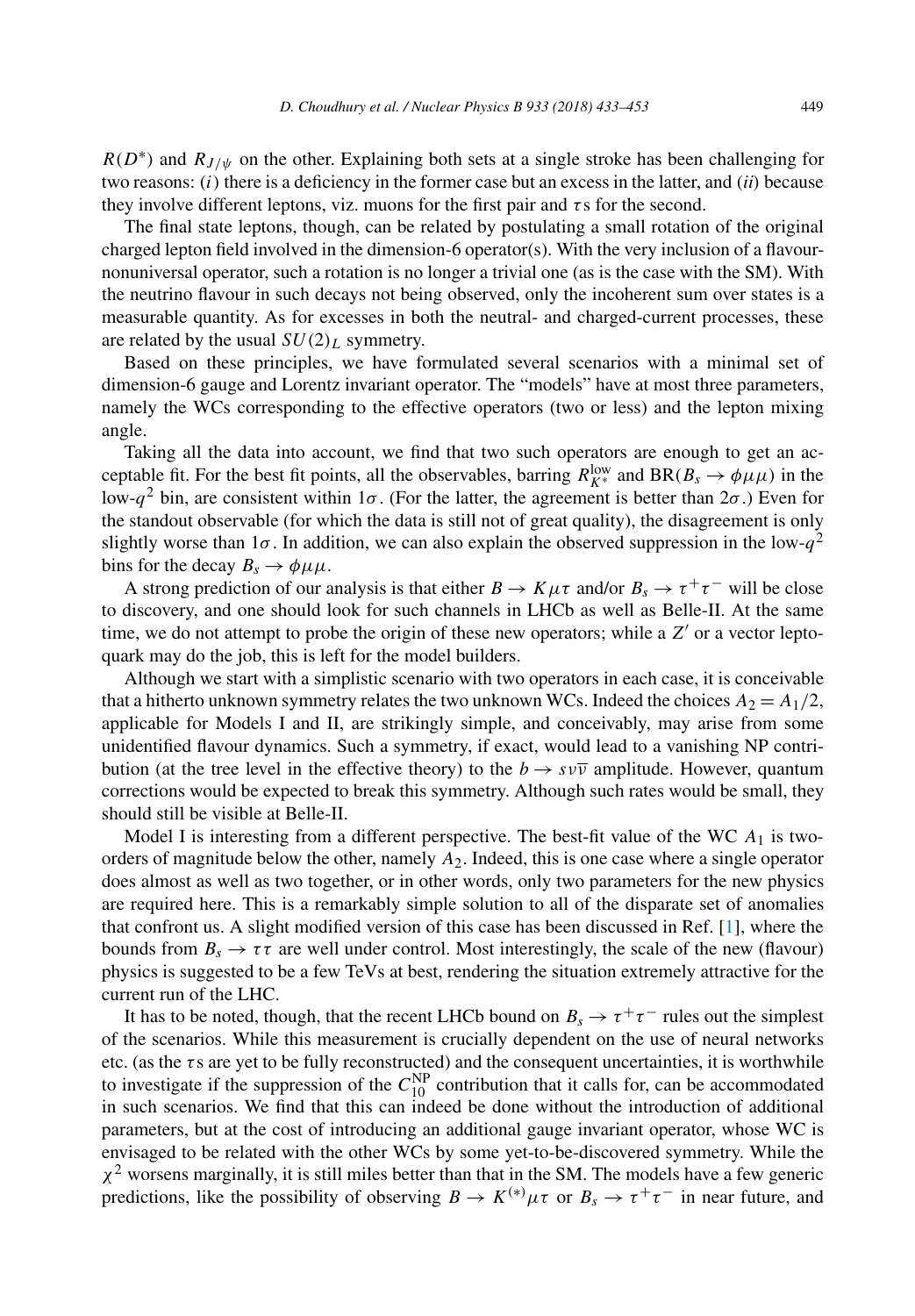$R(D^*)$ and $R_{J/\psi}$ on the other. Explaining both sets at a single stroke has been challenging for two reasons: $(i)$ there is a deficiency in the former case but an excess in the latter, and $(ii)$ because they involve different leptons, viz. muons for the first pair and $\tau$s for the second.

The final state leptons, though, can be related by postulating a small rotation of the original charged lepton field involved in the dimension-6 operator(s). With the very inclusion of a flavour-nonuniversal operator, such a rotation is no longer a trivial one (as is the case with the SM). With the neutrino flavour in such decays not being observed, only the incoherent sum over states is a measurable quantity. As for excesses in both the neutral- and charged-current processes, these are related by the usual $SU(2)_L$ symmetry.

Based on these principles, we have formulated several scenarios with a minimal set of dimension-6 gauge and Lorentz invariant operator. The "models" have at most three parameters, namely the WCs corresponding to the effective operators (two or less) and the lepton mixing angle.

Taking all the data into account, we find that two such operators are enough to get an acceptable fit. For the best fit points, all the observables, barring $R_{K^*}^{\rm low}$ and $\text{BR}(B_s \to \phi\mu\mu)$ in the low-$q^2$ bin, are consistent within $1\sigma$. (For the latter, the agreement is better than $2\sigma$.) Even for the standout observable (for which the data is still not of great quality), the disagreement is only slightly worse than $1\sigma$. In addition, we can also explain the observed suppression in the low-$q^2$ bins for the decay $B_s \to \phi\mu\mu$.

A strong prediction of our analysis is that either $B \to K\mu\tau$ and/or $B_s \to \tau^+\tau^-$ will be close to discovery, and one should look for such channels in LHCb as well as Belle-II. At the same time, we do not attempt to probe the origin of these new operators; while a $Z'$ or a vector leptoquark may do the job, this is left for the model builders.

Although we start with a simplistic scenario with two operators in each case, it is conceivable that a hitherto unknown symmetry relates the two unknown WCs. Indeed the choices $A_2 = A_1/2$, applicable for Models I and II, are strikingly simple, and conceivably, may arise from some unidentified flavour dynamics. Such a symmetry, if exact, would lead to a vanishing NP contribution (at the tree level in the effective theory) to the $b \to s\nu\overline{\nu}$ amplitude. However, quantum corrections would be expected to break this symmetry. Although such rates would be small, they should still be visible at Belle-II.

Model I is interesting from a different perspective. The best-fit value of the WC $A_1$ is two-orders of magnitude below the other, namely $A_2$. Indeed, this is one case where a single operator does almost as well as two together, or in other words, only two parameters for the new physics are required here. This is a remarkably simple solution to all of the disparate set of anomalies that confront us. A slight modified version of this case has been discussed in Ref. [1], where the bounds from $B_s \to \tau\tau$ are well under control. Most interestingly, the scale of the new (flavour) physics is suggested to be a few TeVs at best, rendering the situation extremely attractive for the current run of the LHC.

It has to be noted, though, that the recent LHCb bound on $B_s \to \tau^+\tau^-$ rules out the simplest of the scenarios. While this measurement is crucially dependent on the use of neural networks etc. (as the $\tau$s are yet to be fully reconstructed) and the consequent uncertainties, it is worthwhile to investigate if the suppression of the $C_{10}^{\rm NP}$ contribution that it calls for, can be accommodated in such scenarios. We find that this can indeed be done without the introduction of additional parameters, but at the cost of introducing an additional gauge invariant operator, whose WC is envisaged to be related with the other WCs by some yet-to-be-discovered symmetry. While the $\chi^2$ worsens marginally, it is still miles better than that in the SM. The models have a few generic predictions, like the possibility of observing $B \to K^{(*)}\mu\tau$ or $B_s \to \tau^+\tau^-$ in near future, and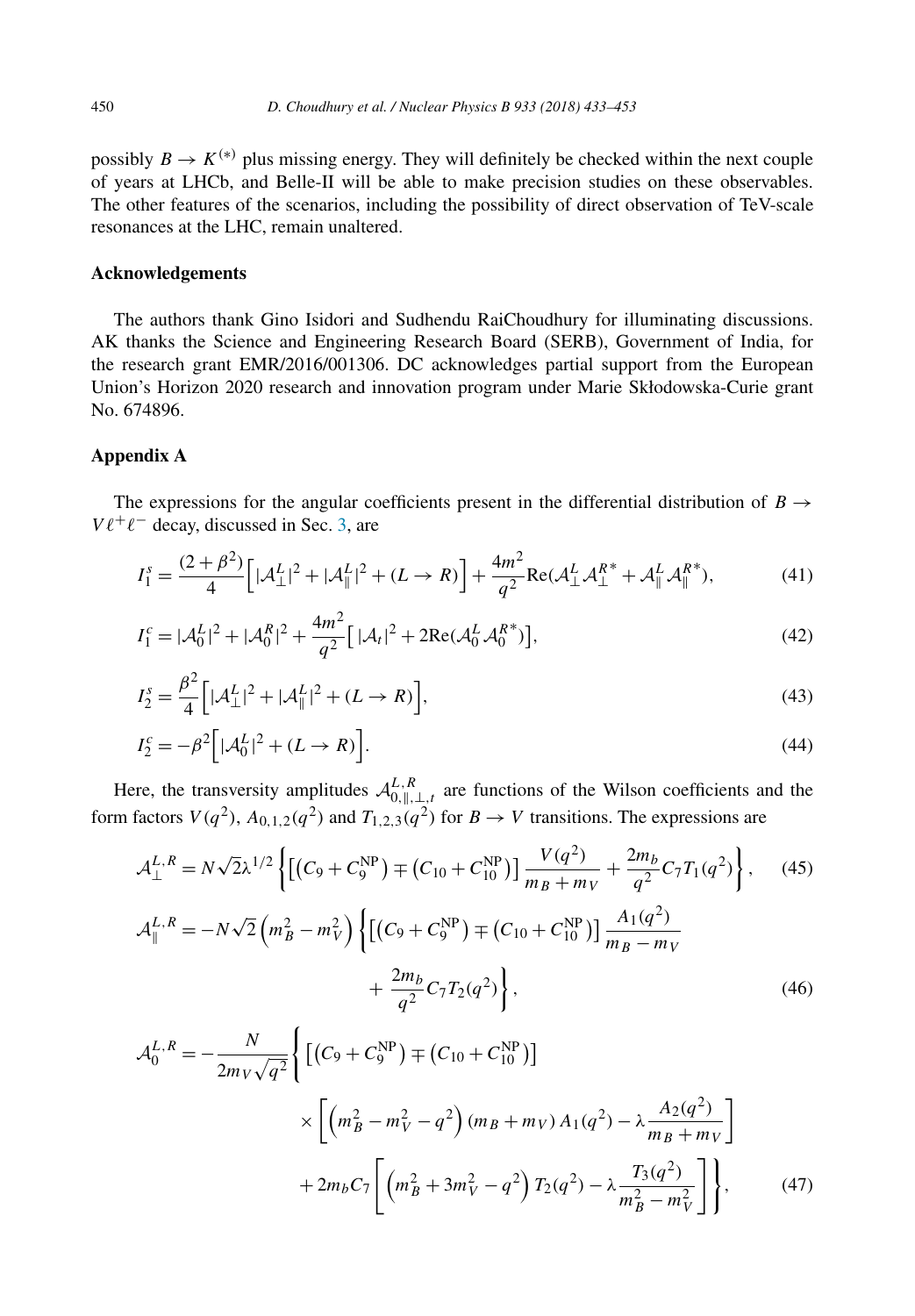possibly $B \to K^{(*)}$ plus missing energy. They will definitely be checked within the next couple of years at LHCb, and Belle-II will be able to make precision studies on these observables. The other features of the scenarios, including the possibility of direct observation of TeV-scale resonances at the LHC, remain unaltered.

## Acknowledgements

The authors thank Gino Isidori and Sudhendu RaiChoudhury for illuminating discussions. AK thanks the Science and Engineering Research Board (SERB), Government of India, for the research grant EMR/2016/001306. DC acknowledges partial support from the European Union's Horizon 2020 research and innovation program under Marie Skłodowska-Curie grant No. 674896.

## Appendix A

The expressions for the angular coefficients present in the differential distribution of $B \to V\ell^+\ell^-$ decay, discussed in Sec. 3, are

$$I_1^s = \frac{(2+\beta^2)}{4}\Big[|\mathcal{A}_\perp^L|^2 + |\mathcal{A}_\parallel^L|^2 + (L \to R)\Big] + \frac{4m^2}{q^2}\mathrm{Re}(\mathcal{A}_\perp^L \mathcal{A}_\perp^{R*} + \mathcal{A}_\parallel^L \mathcal{A}_\parallel^{R*}), \tag{41}$$

$$I_1^c = |\mathcal{A}_0^L|^2 + |\mathcal{A}_0^R|^2 + \frac{4m^2}{q^2}\big[\,|\mathcal{A}_t|^2 + 2\mathrm{Re}(\mathcal{A}_0^L \mathcal{A}_0^{R*})\big], \tag{42}$$

$$I_2^s = \frac{\beta^2}{4}\Big[|\mathcal{A}_\perp^L|^2 + |\mathcal{A}_\parallel^L|^2 + (L \to R)\Big], \tag{43}$$

$$I_2^c = -\beta^2\Big[|\mathcal{A}_0^L|^2 + (L \to R)\Big]. \tag{44}$$

Here, the transversity amplitudes $\mathcal{A}^{L,R}_{0,\parallel,\perp,t}$ are functions of the Wilson coefficients and the form factors $V(q^2)$, $A_{0,1,2}(q^2)$ and $T_{1,2,3}(q^2)$ for $B \to V$ transitions. The expressions are

$$\mathcal{A}_\perp^{L,R} = N\sqrt{2}\lambda^{1/2}\left\{\big[\big(C_9 + C_9^{\rm NP}\big) \mp \big(C_{10} + C_{10}^{\rm NP}\big)\big]\frac{V(q^2)}{m_B + m_V} + \frac{2m_b}{q^2}C_7 T_1(q^2)\right\}, \tag{45}$$

$$\mathcal{A}_\parallel^{L,R} = -N\sqrt{2}\left(m_B^2 - m_V^2\right)\left\{\big[\big(C_9 + C_9^{\rm NP}\big) \mp \big(C_{10} + C_{10}^{\rm NP}\big)\big]\frac{A_1(q^2)}{m_B - m_V} + \frac{2m_b}{q^2}C_7 T_2(q^2)\right\}, \tag{46}$$

$$\begin{aligned}\mathcal{A}_0^{L,R} = -\frac{N}{2m_V\sqrt{q^2}}\Bigg\{&\big[\big(C_9 + C_9^{\rm NP}\big) \mp \big(C_{10} + C_{10}^{\rm NP}\big)\big] \\ &\times\left[\left(m_B^2 - m_V^2 - q^2\right)(m_B + m_V)\,A_1(q^2) - \lambda\frac{A_2(q^2)}{m_B + m_V}\right] \\ &+ 2m_b C_7\left[\left(m_B^2 + 3m_V^2 - q^2\right)T_2(q^2) - \lambda\frac{T_3(q^2)}{m_B^2 - m_V^2}\right]\Bigg\},\end{aligned} \tag{47}$$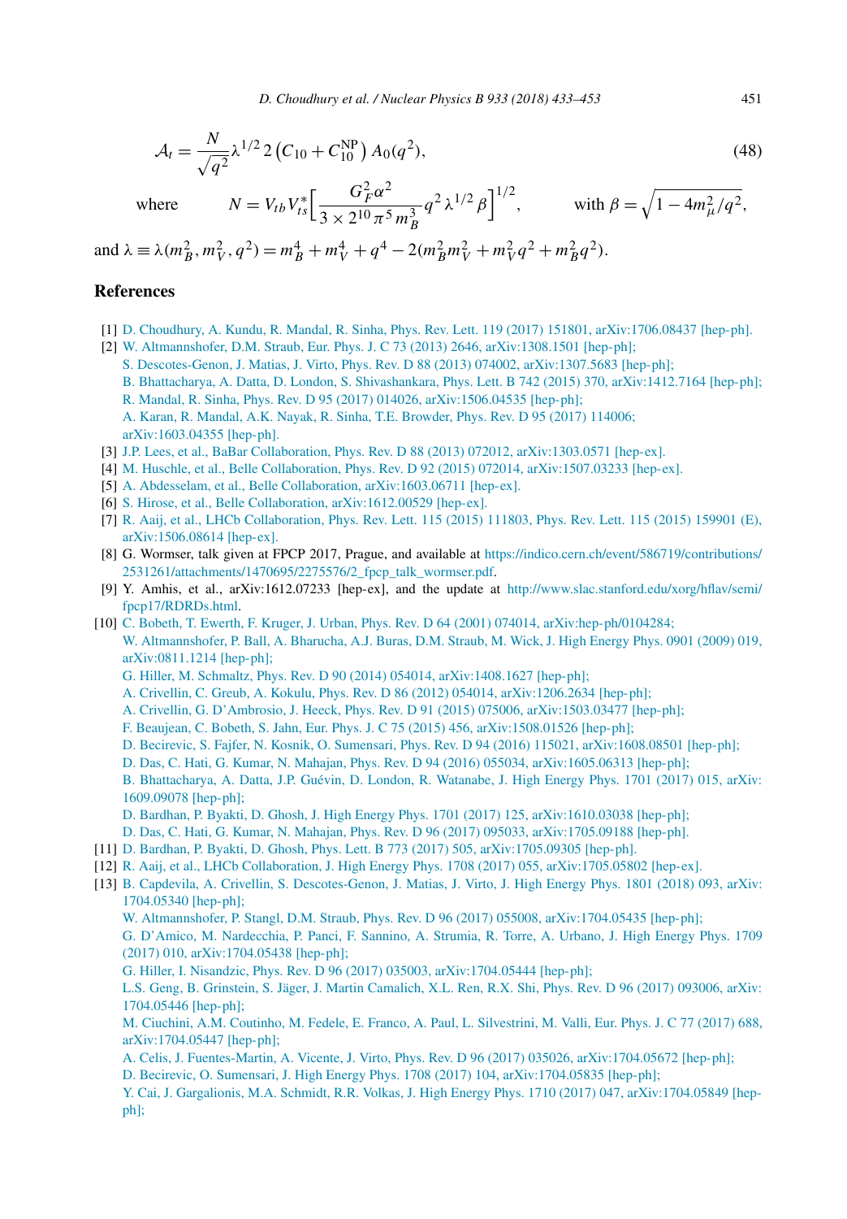$$\mathcal{A}_t = \frac{N}{\sqrt{q^2}} \lambda^{1/2}\, 2\left(C_{10} + C_{10}^{\rm NP}\right) A_0(q^2), \tag{48}$$

where $\quad N = V_{tb}V_{ts}^* \Big[\dfrac{G_F^2 \alpha^2}{3\times 2^{10}\pi^5 m_B^3} q^2\, \lambda^{1/2} \beta\Big]^{1/2}, \qquad$ with $\beta = \sqrt{1 - 4m_\mu^2/q^2}$,

and $\lambda \equiv \lambda(m_B^2, m_V^2, q^2) = m_B^4 + m_V^4 + q^4 - 2(m_B^2 m_V^2 + m_V^2 q^2 + m_B^2 q^2)$.

## References

[1] D. Choudhury, A. Kundu, R. Mandal, R. Sinha, Phys. Rev. Lett. 119 (2017) 151801, arXiv:1706.08437 [hep-ph].

[2] W. Altmannshofer, D.M. Straub, Eur. Phys. J. C 73 (2013) 2646, arXiv:1308.1501 [hep-ph];
S. Descotes-Genon, J. Matias, J. Virto, Phys. Rev. D 88 (2013) 074002, arXiv:1307.5683 [hep-ph];
B. Bhattacharya, A. Datta, D. London, S. Shivashankara, Phys. Lett. B 742 (2015) 370, arXiv:1412.7164 [hep-ph];
R. Mandal, R. Sinha, Phys. Rev. D 95 (2017) 014026, arXiv:1506.04535 [hep-ph];
A. Karan, R. Mandal, A.K. Nayak, R. Sinha, T.E. Browder, Phys. Rev. D 95 (2017) 114006; arXiv:1603.04355 [hep-ph].

[3] J.P. Lees, et al., BaBar Collaboration, Phys. Rev. D 88 (2013) 072012, arXiv:1303.0571 [hep-ex].

[4] M. Huschle, et al., Belle Collaboration, Phys. Rev. D 92 (2015) 072014, arXiv:1507.03233 [hep-ex].

[5] A. Abdesselam, et al., Belle Collaboration, arXiv:1603.06711 [hep-ex].

[6] S. Hirose, et al., Belle Collaboration, arXiv:1612.00529 [hep-ex].

[7] R. Aaij, et al., LHCb Collaboration, Phys. Rev. Lett. 115 (2015) 111803, Phys. Rev. Lett. 115 (2015) 159901 (E), arXiv:1506.08614 [hep-ex].

[8] G. Wormser, talk given at FPCP 2017, Prague, and available at https://indico.cern.ch/event/586719/contributions/2531261/attachments/1470695/2275576/2_fpcp_talk_wormser.pdf.

[9] Y. Amhis, et al., arXiv:1612.07233 [hep-ex], and the update at http://www.slac.stanford.edu/xorg/hflav/semi/fpcp17/RDRDs.html.

[10] C. Bobeth, T. Ewerth, F. Kruger, J. Urban, Phys. Rev. D 64 (2001) 074014, arXiv:hep-ph/0104284;
W. Altmannshofer, P. Ball, A. Bharucha, A.J. Buras, D.M. Straub, M. Wick, J. High Energy Phys. 0901 (2009) 019, arXiv:0811.1214 [hep-ph];
G. Hiller, M. Schmaltz, Phys. Rev. D 90 (2014) 054014, arXiv:1408.1627 [hep-ph];
A. Crivellin, C. Greub, A. Kokulu, Phys. Rev. D 86 (2012) 054014, arXiv:1206.2634 [hep-ph];
A. Crivellin, G. D'Ambrosio, J. Heeck, Phys. Rev. D 91 (2015) 075006, arXiv:1503.03477 [hep-ph];
F. Beaujean, C. Bobeth, S. Jahn, Eur. Phys. J. C 75 (2015) 456, arXiv:1508.01526 [hep-ph];
D. Becirevic, S. Fajfer, N. Kosnik, O. Sumensari, Phys. Rev. D 94 (2016) 115021, arXiv:1608.08501 [hep-ph];
D. Das, C. Hati, G. Kumar, N. Mahajan, Phys. Rev. D 94 (2016) 055034, arXiv:1605.06313 [hep-ph];
B. Bhattacharya, A. Datta, J.P. Guévin, D. London, R. Watanabe, J. High Energy Phys. 1701 (2017) 015, arXiv:1609.09078 [hep-ph];
D. Bardhan, P. Byakti, D. Ghosh, J. High Energy Phys. 1701 (2017) 125, arXiv:1610.03038 [hep-ph];
D. Das, C. Hati, G. Kumar, N. Mahajan, Phys. Rev. D 96 (2017) 095033, arXiv:1705.09188 [hep-ph].

[11] D. Bardhan, P. Byakti, D. Ghosh, Phys. Lett. B 773 (2017) 505, arXiv:1705.09305 [hep-ph].

[12] R. Aaij, et al., LHCb Collaboration, J. High Energy Phys. 1708 (2017) 055, arXiv:1705.05802 [hep-ex].

[13] B. Capdevila, A. Crivellin, S. Descotes-Genon, J. Matias, J. Virto, J. High Energy Phys. 1801 (2018) 093, arXiv:1704.05340 [hep-ph];
W. Altmannshofer, P. Stangl, D.M. Straub, Phys. Rev. D 96 (2017) 055008, arXiv:1704.05435 [hep-ph];
G. D'Amico, M. Nardecchia, P. Panci, F. Sannino, A. Strumia, R. Torre, A. Urbano, J. High Energy Phys. 1709 (2017) 010, arXiv:1704.05438 [hep-ph];
G. Hiller, I. Nisandzic, Phys. Rev. D 96 (2017) 035003, arXiv:1704.05444 [hep-ph];
L.S. Geng, B. Grinstein, S. Jäger, J. Martin Camalich, X.L. Ren, R.X. Shi, Phys. Rev. D 96 (2017) 093006, arXiv:1704.05446 [hep-ph];
M. Ciuchini, A.M. Coutinho, M. Fedele, E. Franco, A. Paul, L. Silvestrini, M. Valli, Eur. Phys. J. C 77 (2017) 688, arXiv:1704.05447 [hep-ph];
A. Celis, J. Fuentes-Martin, A. Vicente, J. Virto, Phys. Rev. D 96 (2017) 035026, arXiv:1704.05672 [hep-ph];
D. Becirevic, O. Sumensari, J. High Energy Phys. 1708 (2017) 104, arXiv:1704.05835 [hep-ph];
Y. Cai, J. Gargalionis, M.A. Schmidt, R.R. Volkas, J. High Energy Phys. 1710 (2017) 047, arXiv:1704.05849 [hep-ph];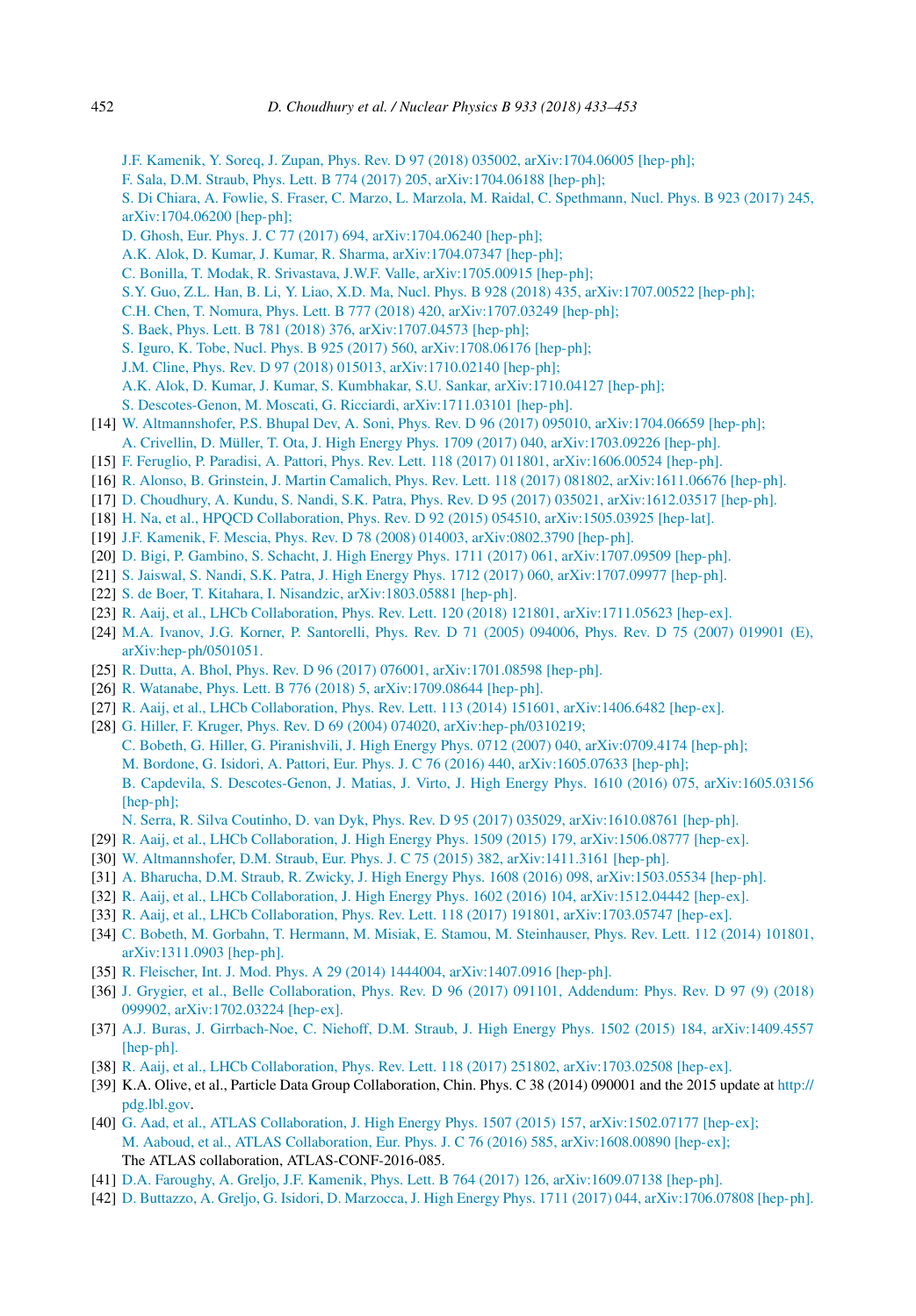J.F. Kamenik, Y. Soreq, J. Zupan, Phys. Rev. D 97 (2018) 035002, arXiv:1704.06005 [hep-ph];
F. Sala, D.M. Straub, Phys. Lett. B 774 (2017) 205, arXiv:1704.06188 [hep-ph];
S. Di Chiara, A. Fowlie, S. Fraser, C. Marzo, L. Marzola, M. Raidal, C. Spethmann, Nucl. Phys. B 923 (2017) 245, arXiv:1704.06200 [hep-ph];
D. Ghosh, Eur. Phys. J. C 77 (2017) 694, arXiv:1704.06240 [hep-ph];
A.K. Alok, D. Kumar, J. Kumar, R. Sharma, arXiv:1704.07347 [hep-ph];
C. Bonilla, T. Modak, R. Srivastava, J.W.F. Valle, arXiv:1705.00915 [hep-ph];
S.Y. Guo, Z.L. Han, B. Li, Y. Liao, X.D. Ma, Nucl. Phys. B 928 (2018) 435, arXiv:1707.00522 [hep-ph];
C.H. Chen, T. Nomura, Phys. Lett. B 777 (2018) 420, arXiv:1707.03249 [hep-ph];
S. Baek, Phys. Lett. B 781 (2018) 376, arXiv:1707.04573 [hep-ph];
S. Iguro, K. Tobe, Nucl. Phys. B 925 (2017) 560, arXiv:1708.06176 [hep-ph];
J.M. Cline, Phys. Rev. D 97 (2018) 015013, arXiv:1710.02140 [hep-ph];
A.K. Alok, D. Kumar, J. Kumar, S. Kumbhakar, S.U. Sankar, arXiv:1710.04127 [hep-ph];
S. Descotes-Genon, M. Moscati, G. Ricciardi, arXiv:1711.03101 [hep-ph].

[14] W. Altmannshofer, P.S. Bhupal Dev, A. Soni, Phys. Rev. D 96 (2017) 095010, arXiv:1704.06659 [hep-ph];
A. Crivellin, D. Müller, T. Ota, J. High Energy Phys. 1709 (2017) 040, arXiv:1703.09226 [hep-ph].

[15] F. Feruglio, P. Paradisi, A. Pattori, Phys. Rev. Lett. 118 (2017) 011801, arXiv:1606.00524 [hep-ph].

[16] R. Alonso, B. Grinstein, J. Martin Camalich, Phys. Rev. Lett. 118 (2017) 081802, arXiv:1611.06676 [hep-ph].

[17] D. Choudhury, A. Kundu, S. Nandi, S.K. Patra, Phys. Rev. D 95 (2017) 035021, arXiv:1612.03517 [hep-ph].

[18] H. Na, et al., HPQCD Collaboration, Phys. Rev. D 92 (2015) 054510, arXiv:1505.03925 [hep-lat].

[19] J.F. Kamenik, F. Mescia, Phys. Rev. D 78 (2008) 014003, arXiv:0802.3790 [hep-ph].

[20] D. Bigi, P. Gambino, S. Schacht, J. High Energy Phys. 1711 (2017) 061, arXiv:1707.09509 [hep-ph].

[21] S. Jaiswal, S. Nandi, S.K. Patra, J. High Energy Phys. 1712 (2017) 060, arXiv:1707.09977 [hep-ph].

[22] S. de Boer, T. Kitahara, I. Nisandzic, arXiv:1803.05881 [hep-ph].

[23] R. Aaij, et al., LHCb Collaboration, Phys. Rev. Lett. 120 (2018) 121801, arXiv:1711.05623 [hep-ex].

[24] M.A. Ivanov, J.G. Korner, P. Santorelli, Phys. Rev. D 71 (2005) 094006, Phys. Rev. D 75 (2007) 019901 (E), arXiv:hep-ph/0501051.

[25] R. Dutta, A. Bhol, Phys. Rev. D 96 (2017) 076001, arXiv:1701.08598 [hep-ph].

[26] R. Watanabe, Phys. Lett. B 776 (2018) 5, arXiv:1709.08644 [hep-ph].

[27] R. Aaij, et al., LHCb Collaboration, Phys. Rev. Lett. 113 (2014) 151601, arXiv:1406.6482 [hep-ex].

[28] G. Hiller, F. Kruger, Phys. Rev. D 69 (2004) 074020, arXiv:hep-ph/0310219;
C. Bobeth, G. Hiller, G. Piranishvili, J. High Energy Phys. 0712 (2007) 040, arXiv:0709.4174 [hep-ph];
M. Bordone, G. Isidori, A. Pattori, Eur. Phys. J. C 76 (2016) 440, arXiv:1605.07633 [hep-ph];
B. Capdevila, S. Descotes-Genon, J. Matias, J. Virto, J. High Energy Phys. 1610 (2016) 075, arXiv:1605.03156 [hep-ph];
N. Serra, R. Silva Coutinho, D. van Dyk, Phys. Rev. D 95 (2017) 035029, arXiv:1610.08761 [hep-ph].

[29] R. Aaij, et al., LHCb Collaboration, J. High Energy Phys. 1509 (2015) 179, arXiv:1506.08777 [hep-ex].

[30] W. Altmannshofer, D.M. Straub, Eur. Phys. J. C 75 (2015) 382, arXiv:1411.3161 [hep-ph].

[31] A. Bharucha, D.M. Straub, R. Zwicky, J. High Energy Phys. 1608 (2016) 098, arXiv:1503.05534 [hep-ph].

[32] R. Aaij, et al., LHCb Collaboration, J. High Energy Phys. 1602 (2016) 104, arXiv:1512.04442 [hep-ex].

[33] R. Aaij, et al., LHCb Collaboration, Phys. Rev. Lett. 118 (2017) 191801, arXiv:1703.05747 [hep-ex].

[34] C. Bobeth, M. Gorbahn, T. Hermann, M. Misiak, E. Stamou, M. Steinhauser, Phys. Rev. Lett. 112 (2014) 101801, arXiv:1311.0903 [hep-ph].

[35] R. Fleischer, Int. J. Mod. Phys. A 29 (2014) 1444004, arXiv:1407.0916 [hep-ph].

[36] J. Grygier, et al., Belle Collaboration, Phys. Rev. D 96 (2017) 091101, Addendum: Phys. Rev. D 97 (9) (2018) 099902, arXiv:1702.03224 [hep-ex].

[37] A.J. Buras, J. Girrbach-Noe, C. Niehoff, D.M. Straub, J. High Energy Phys. 1502 (2015) 184, arXiv:1409.4557 [hep-ph].

[38] R. Aaij, et al., LHCb Collaboration, Phys. Rev. Lett. 118 (2017) 251802, arXiv:1703.02508 [hep-ex].

[39] K.A. Olive, et al., Particle Data Group Collaboration, Chin. Phys. C 38 (2014) 090001 and the 2015 update at http://pdg.lbl.gov.

[40] G. Aad, et al., ATLAS Collaboration, J. High Energy Phys. 1507 (2015) 157, arXiv:1502.07177 [hep-ex];
M. Aaboud, et al., ATLAS Collaboration, Eur. Phys. J. C 76 (2016) 585, arXiv:1608.00890 [hep-ex];
The ATLAS collaboration, ATLAS-CONF-2016-085.

[41] D.A. Faroughy, A. Greljo, J.F. Kamenik, Phys. Lett. B 764 (2017) 126, arXiv:1609.07138 [hep-ph].

[42] D. Buttazzo, A. Greljo, G. Isidori, D. Marzocca, J. High Energy Phys. 1711 (2017) 044, arXiv:1706.07808 [hep-ph].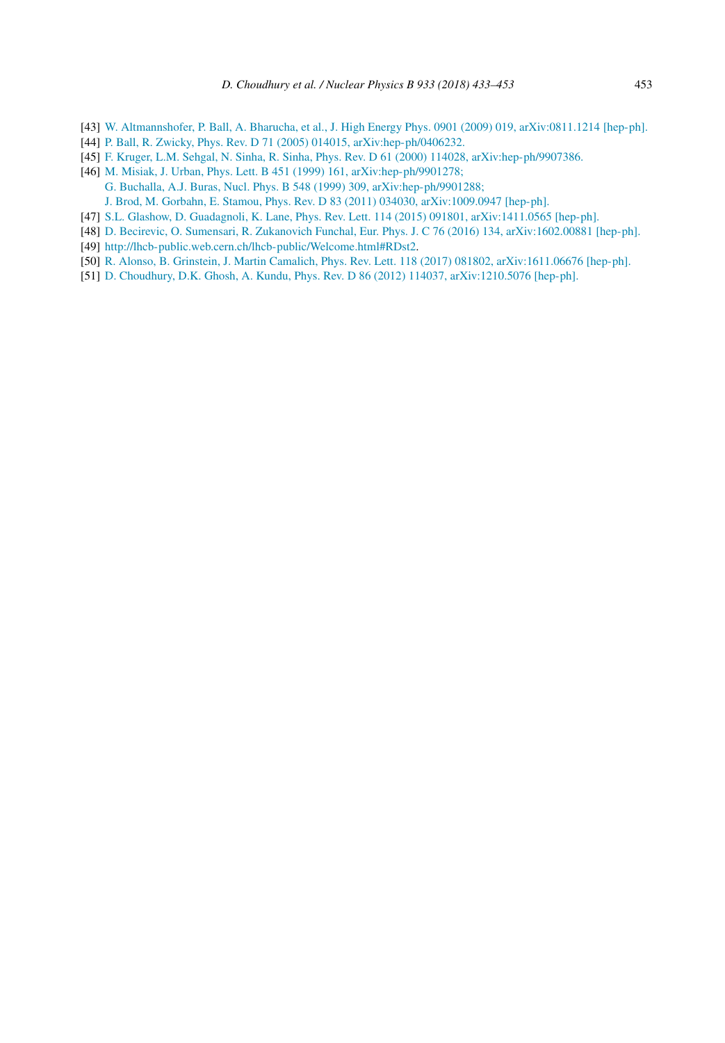[43] W. Altmannshofer, P. Ball, A. Bharucha, et al., J. High Energy Phys. 0901 (2009) 019, arXiv:0811.1214 [hep-ph].
[44] P. Ball, R. Zwicky, Phys. Rev. D 71 (2005) 014015, arXiv:hep-ph/0406232.
[45] F. Kruger, L.M. Sehgal, N. Sinha, R. Sinha, Phys. Rev. D 61 (2000) 114028, arXiv:hep-ph/9907386.
[46] M. Misiak, J. Urban, Phys. Lett. B 451 (1999) 161, arXiv:hep-ph/9901278;
G. Buchalla, A.J. Buras, Nucl. Phys. B 548 (1999) 309, arXiv:hep-ph/9901288;
J. Brod, M. Gorbahn, E. Stamou, Phys. Rev. D 83 (2011) 034030, arXiv:1009.0947 [hep-ph].
[47] S.L. Glashow, D. Guadagnoli, K. Lane, Phys. Rev. Lett. 114 (2015) 091801, arXiv:1411.0565 [hep-ph].
[48] D. Becirevic, O. Sumensari, R. Zukanovich Funchal, Eur. Phys. J. C 76 (2016) 134, arXiv:1602.00881 [hep-ph].
[49] http://lhcb-public.web.cern.ch/lhcb-public/Welcome.html#RDst2.
[50] R. Alonso, B. Grinstein, J. Martin Camalich, Phys. Rev. Lett. 118 (2017) 081802, arXiv:1611.06676 [hep-ph].
[51] D. Choudhury, D.K. Ghosh, A. Kundu, Phys. Rev. D 86 (2012) 114037, arXiv:1210.5076 [hep-ph].